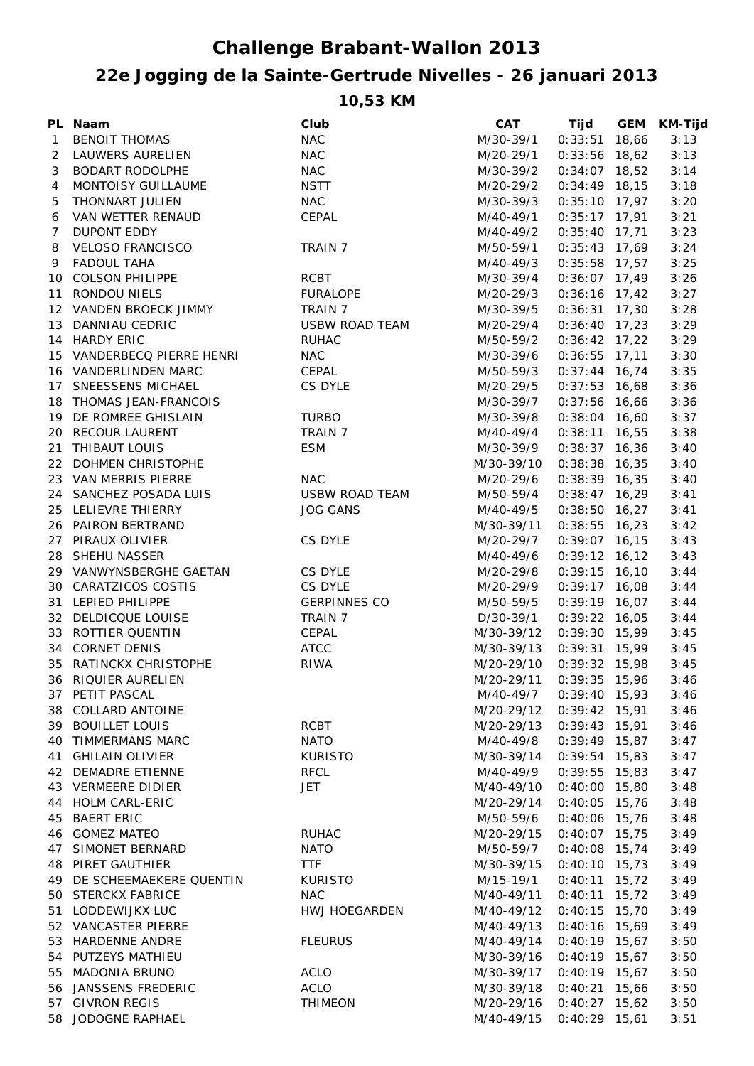# Challenge Brabant-Wallon 2013

## 22e Jogging de la Sainte-Gertrude Nivelles - 26 januari 2013

### 10,53 KM

| PL | Naam | Club | CAT | Tijd | GEM | KM-Tijd |
|---|---|---|---|---|---|---|
| 1 | BENOIT THOMAS | NAC | M/30-39/1 | 0:33:51 | 18,66 | 3:13 |
| 2 | LAUWERS AURELIEN | NAC | M/20-29/1 | 0:33:56 | 18,62 | 3:13 |
| 3 | BODART RODOLPHE | NAC | M/30-39/2 | 0:34:07 | 18,52 | 3:14 |
| 4 | MONTOISY GUILLAUME | NSTT | M/20-29/2 | 0:34:49 | 18,15 | 3:18 |
| 5 | THONNART JULIEN | NAC | M/30-39/3 | 0:35:10 | 17,97 | 3:20 |
| 6 | VAN WETTER RENAUD | CEPAL | M/40-49/1 | 0:35:17 | 17,91 | 3:21 |
| 7 | DUPONT EDDY | | M/40-49/2 | 0:35:40 | 17,71 | 3:23 |
| 8 | VELOSO FRANCISCO | TRAIN 7 | M/50-59/1 | 0:35:43 | 17,69 | 3:24 |
| 9 | FADOUL TAHA | | M/40-49/3 | 0:35:58 | 17,57 | 3:25 |
| 10 | COLSON PHILIPPE | RCBT | M/30-39/4 | 0:36:07 | 17,49 | 3:26 |
| 11 | RONDOU NIELS | FURALOPE | M/20-29/3 | 0:36:16 | 17,42 | 3:27 |
| 12 | VANDEN BROECK JIMMY | TRAIN 7 | M/30-39/5 | 0:36:31 | 17,30 | 3:28 |
| 13 | DANNIAU CEDRIC | USBW ROAD TEAM | M/20-29/4 | 0:36:40 | 17,23 | 3:29 |
| 14 | HARDY ERIC | RUHAC | M/50-59/2 | 0:36:42 | 17,22 | 3:29 |
| 15 | VANDERBECQ PIERRE HENRI | NAC | M/30-39/6 | 0:36:55 | 17,11 | 3:30 |
| 16 | VANDERLINDEN MARC | CEPAL | M/50-59/3 | 0:37:44 | 16,74 | 3:35 |
| 17 | SNEESSENS MICHAEL | CS DYLE | M/20-29/5 | 0:37:53 | 16,68 | 3:36 |
| 18 | THOMAS JEAN-FRANCOIS | | M/30-39/7 | 0:37:56 | 16,66 | 3:36 |
| 19 | DE ROMREE GHISLAIN | TURBO | M/30-39/8 | 0:38:04 | 16,60 | 3:37 |
| 20 | RECOUR LAURENT | TRAIN 7 | M/40-49/4 | 0:38:11 | 16,55 | 3:38 |
| 21 | THIBAUT LOUIS | ESM | M/30-39/9 | 0:38:37 | 16,36 | 3:40 |
| 22 | DOHMEN CHRISTOPHE | | M/30-39/10 | 0:38:38 | 16,35 | 3:40 |
| 23 | VAN MERRIS PIERRE | NAC | M/20-29/6 | 0:38:39 | 16,35 | 3:40 |
| 24 | SANCHEZ POSADA LUIS | USBW ROAD TEAM | M/50-59/4 | 0:38:47 | 16,29 | 3:41 |
| 25 | LELIEVRE THIERRY | JOG GANS | M/40-49/5 | 0:38:50 | 16,27 | 3:41 |
| 26 | PAIRON BERTRAND | | M/30-39/11 | 0:38:55 | 16,23 | 3:42 |
| 27 | PIRAUX OLIVIER | CS DYLE | M/20-29/7 | 0:39:07 | 16,15 | 3:43 |
| 28 | SHEHU NASSER | | M/40-49/6 | 0:39:12 | 16,12 | 3:43 |
| 29 | VANWYNSBERGHE GAETAN | CS DYLE | M/20-29/8 | 0:39:15 | 16,10 | 3:44 |
| 30 | CARATZICOS COSTIS | CS DYLE | M/20-29/9 | 0:39:17 | 16,08 | 3:44 |
| 31 | LEPIED PHILIPPE | GERPINNES CO | M/50-59/5 | 0:39:19 | 16,07 | 3:44 |
| 32 | DELDICQUE LOUISE | TRAIN 7 | D/30-39/1 | 0:39:22 | 16,05 | 3:44 |
| 33 | ROTTIER QUENTIN | CEPAL | M/30-39/12 | 0:39:30 | 15,99 | 3:45 |
| 34 | CORNET DENIS | ATCC | M/30-39/13 | 0:39:31 | 15,99 | 3:45 |
| 35 | RATINCKX CHRISTOPHE | RIWA | M/20-29/10 | 0:39:32 | 15,98 | 3:45 |
| 36 | RIQUIER AURELIEN | | M/20-29/11 | 0:39:35 | 15,96 | 3:46 |
| 37 | PETIT PASCAL | | M/40-49/7 | 0:39:40 | 15,93 | 3:46 |
| 38 | COLLARD ANTOINE | | M/20-29/12 | 0:39:42 | 15,91 | 3:46 |
| 39 | BOUILLET LOUIS | RCBT | M/20-29/13 | 0:39:43 | 15,91 | 3:46 |
| 40 | TIMMERMANS MARC | NATO | M/40-49/8 | 0:39:49 | 15,87 | 3:47 |
| 41 | GHILAIN OLIVIER | KURISTO | M/30-39/14 | 0:39:54 | 15,83 | 3:47 |
| 42 | DEMADRE ETIENNE | RFCL | M/40-49/9 | 0:39:55 | 15,83 | 3:47 |
| 43 | VERMEERE DIDIER | JET | M/40-49/10 | 0:40:00 | 15,80 | 3:48 |
| 44 | HOLM CARL-ERIC | | M/20-29/14 | 0:40:05 | 15,76 | 3:48 |
| 45 | BAERT ERIC | | M/50-59/6 | 0:40:06 | 15,76 | 3:48 |
| 46 | GOMEZ MATEO | RUHAC | M/20-29/15 | 0:40:07 | 15,75 | 3:49 |
| 47 | SIMONET BERNARD | NATO | M/50-59/7 | 0:40:08 | 15,74 | 3:49 |
| 48 | PIRET GAUTHIER | TTF | M/30-39/15 | 0:40:10 | 15,73 | 3:49 |
| 49 | DE SCHEEMAEKERE QUENTIN | KURISTO | M/15-19/1 | 0:40:11 | 15,72 | 3:49 |
| 50 | STERCKX FABRICE | NAC | M/40-49/11 | 0:40:11 | 15,72 | 3:49 |
| 51 | LODDEWIJKX LUC | HWJ HOEGARDEN | M/40-49/12 | 0:40:15 | 15,70 | 3:49 |
| 52 | VANCASTER PIERRE | | M/40-49/13 | 0:40:16 | 15,69 | 3:49 |
| 53 | HARDENNE ANDRE | FLEURUS | M/40-49/14 | 0:40:19 | 15,67 | 3:50 |
| 54 | PUTZEYS MATHIEU | | M/30-39/16 | 0:40:19 | 15,67 | 3:50 |
| 55 | MADONIA BRUNO | ACLO | M/30-39/17 | 0:40:19 | 15,67 | 3:50 |
| 56 | JANSSENS FREDERIC | ACLO | M/30-39/18 | 0:40:21 | 15,66 | 3:50 |
| 57 | GIVRON REGIS | THIMEON | M/20-29/16 | 0:40:27 | 15,62 | 3:50 |
| 58 | JODOGNE RAPHAEL | | M/40-49/15 | 0:40:29 | 15,61 | 3:51 |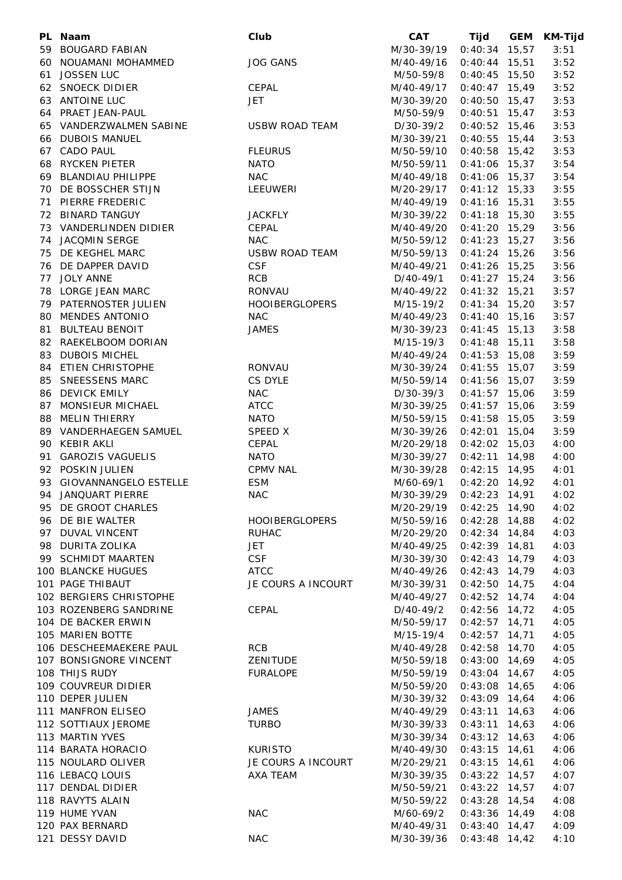| PL | Naam | Club | CAT | Tijd | GEM | KM-Tijd |
|---|---|---|---|---|---|---|
| 59 | BOUGARD FABIAN | | M/30-39/19 | 0:40:34 | 15,57 | 3:51 |
| 60 | NOUAMANI MOHAMMED | JOG GANS | M/40-49/16 | 0:40:44 | 15,51 | 3:52 |
| 61 | JOSSEN LUC | | M/50-59/8 | 0:40:45 | 15,50 | 3:52 |
| 62 | SNOECK DIDIER | CEPAL | M/40-49/17 | 0:40:47 | 15,49 | 3:52 |
| 63 | ANTOINE LUC | JET | M/30-39/20 | 0:40:50 | 15,47 | 3:53 |
| 64 | PRAET JEAN-PAUL | | M/50-59/9 | 0:40:51 | 15,47 | 3:53 |
| 65 | VANDERZWALMEN SABINE | USBW ROAD TEAM | D/30-39/2 | 0:40:52 | 15,46 | 3:53 |
| 66 | DUBOIS MANUEL | | M/30-39/21 | 0:40:55 | 15,44 | 3:53 |
| 67 | CADO PAUL | FLEURUS | M/50-59/10 | 0:40:58 | 15,42 | 3:53 |
| 68 | RYCKEN PIETER | NATO | M/50-59/11 | 0:41:06 | 15,37 | 3:54 |
| 69 | BLANDIAU PHILIPPE | NAC | M/40-49/18 | 0:41:06 | 15,37 | 3:54 |
| 70 | DE BOSSCHER STIJN | LEEUWERI | M/20-29/17 | 0:41:12 | 15,33 | 3:55 |
| 71 | PIERRE FREDERIC | | M/40-49/19 | 0:41:16 | 15,31 | 3:55 |
| 72 | BINARD TANGUY | JACKFLY | M/30-39/22 | 0:41:18 | 15,30 | 3:55 |
| 73 | VANDERLINDEN DIDIER | CEPAL | M/40-49/20 | 0:41:20 | 15,29 | 3:56 |
| 74 | JACQMIN SERGE | NAC | M/50-59/12 | 0:41:23 | 15,27 | 3:56 |
| 75 | DE KEGHEL MARC | USBW ROAD TEAM | M/50-59/13 | 0:41:24 | 15,26 | 3:56 |
| 76 | DE DAPPER DAVID | CSF | M/40-49/21 | 0:41:26 | 15,25 | 3:56 |
| 77 | JOLY ANNE | RCB | D/40-49/1 | 0:41:27 | 15,24 | 3:56 |
| 78 | LORGE JEAN MARC | RONVAU | M/40-49/22 | 0:41:32 | 15,21 | 3:57 |
| 79 | PATERNOSTER JULIEN | HOOIBERGLOPERS | M/15-19/2 | 0:41:34 | 15,20 | 3:57 |
| 80 | MENDES ANTONIO | NAC | M/40-49/23 | 0:41:40 | 15,16 | 3:57 |
| 81 | BULTEAU BENOIT | JAMES | M/30-39/23 | 0:41:45 | 15,13 | 3:58 |
| 82 | RAEKELBOOM DORIAN | | M/15-19/3 | 0:41:48 | 15,11 | 3:58 |
| 83 | DUBOIS MICHEL | | M/40-49/24 | 0:41:53 | 15,08 | 3:59 |
| 84 | ETIEN CHRISTOPHE | RONVAU | M/30-39/24 | 0:41:55 | 15,07 | 3:59 |
| 85 | SNEESSENS MARC | CS DYLE | M/50-59/14 | 0:41:56 | 15,07 | 3:59 |
| 86 | DEVICK EMILY | NAC | D/30-39/3 | 0:41:57 | 15,06 | 3:59 |
| 87 | MONSIEUR MICHAEL | ATCC | M/30-39/25 | 0:41:57 | 15,06 | 3:59 |
| 88 | MELIN THIERRY | NATO | M/50-59/15 | 0:41:58 | 15,05 | 3:59 |
| 89 | VANDERHAEGEN SAMUEL | SPEED X | M/30-39/26 | 0:42:01 | 15,04 | 3:59 |
| 90 | KEBIR AKLI | CEPAL | M/20-29/18 | 0:42:02 | 15,03 | 4:00 |
| 91 | GAROZIS VAGUELIS | NATO | M/30-39/27 | 0:42:11 | 14,98 | 4:00 |
| 92 | POSKIN JULIEN | CPMV NAL | M/30-39/28 | 0:42:15 | 14,95 | 4:01 |
| 93 | GIOVANNANGELO ESTELLE | ESM | M/60-69/1 | 0:42:20 | 14,92 | 4:01 |
| 94 | JANQUART PIERRE | NAC | M/30-39/29 | 0:42:23 | 14,91 | 4:02 |
| 95 | DE GROOT CHARLES | | M/20-29/19 | 0:42:25 | 14,90 | 4:02 |
| 96 | DE BIE WALTER | HOOIBERGLOPERS | M/50-59/16 | 0:42:28 | 14,88 | 4:02 |
| 97 | DUVAL VINCENT | RUHAC | M/20-29/20 | 0:42:34 | 14,84 | 4:03 |
| 98 | DURITA ZOLIKA | JET | M/40-49/25 | 0:42:39 | 14,81 | 4:03 |
| 99 | SCHMIDT MAARTEN | CSF | M/30-39/30 | 0:42:43 | 14,79 | 4:03 |
| 100 | BLANCKE HUGUES | ATCC | M/40-49/26 | 0:42:43 | 14,79 | 4:03 |
| 101 | PAGE THIBAUT | JE COURS A INCOURT | M/30-39/31 | 0:42:50 | 14,75 | 4:04 |
| 102 | BERGIERS CHRISTOPHE | | M/40-49/27 | 0:42:52 | 14,74 | 4:04 |
| 103 | ROZENBERG SANDRINE | CEPAL | D/40-49/2 | 0:42:56 | 14,72 | 4:05 |
| 104 | DE BACKER ERWIN | | M/50-59/17 | 0:42:57 | 14,71 | 4:05 |
| 105 | MARIEN BOTTE | | M/15-19/4 | 0:42:57 | 14,71 | 4:05 |
| 106 | DESCHEEMAEKERE PAUL | RCB | M/40-49/28 | 0:42:58 | 14,70 | 4:05 |
| 107 | BONSIGNORE VINCENT | ZENITUDE | M/50-59/18 | 0:43:00 | 14,69 | 4:05 |
| 108 | THIJS RUDY | FURALOPE | M/50-59/19 | 0:43:04 | 14,67 | 4:05 |
| 109 | COUVREUR DIDIER | | M/50-59/20 | 0:43:08 | 14,65 | 4:06 |
| 110 | DEPER JULIEN | | M/30-39/32 | 0:43:09 | 14,64 | 4:06 |
| 111 | MANFRON ELISEO | JAMES | M/40-49/29 | 0:43:11 | 14,63 | 4:06 |
| 112 | SOTTIAUX JEROME | TURBO | M/30-39/33 | 0:43:11 | 14,63 | 4:06 |
| 113 | MARTIN YVES | | M/30-39/34 | 0:43:12 | 14,63 | 4:06 |
| 114 | BARATA HORACIO | KURISTO | M/40-49/30 | 0:43:15 | 14,61 | 4:06 |
| 115 | NOULARD OLIVER | JE COURS A INCOURT | M/20-29/21 | 0:43:15 | 14,61 | 4:06 |
| 116 | LEBACQ LOUIS | AXA TEAM | M/30-39/35 | 0:43:22 | 14,57 | 4:07 |
| 117 | DENDAL DIDIER | | M/50-59/21 | 0:43:22 | 14,57 | 4:07 |
| 118 | RAVYTS ALAIN | | M/50-59/22 | 0:43:28 | 14,54 | 4:08 |
| 119 | HUME YVAN | NAC | M/60-69/2 | 0:43:36 | 14,49 | 4:08 |
| 120 | PAX BERNARD | | M/40-49/31 | 0:43:40 | 14,47 | 4:09 |
| 121 | DESSY DAVID | NAC | M/30-39/36 | 0:43:48 | 14,42 | 4:10 |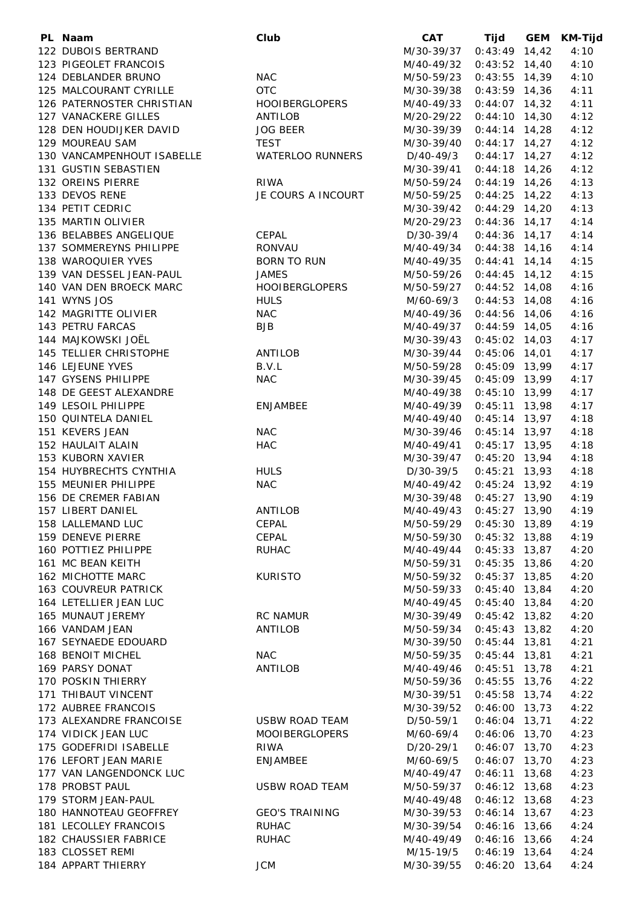| PL | Naam | Club | CAT | Tijd | GEM | KM-Tijd |
|---|---|---|---|---|---|---|
| 122 | DUBOIS BERTRAND | | M/30-39/37 | 0:43:49 | 14,42 | 4:10 |
| 123 | PIGEOLET FRANCOIS | | M/40-49/32 | 0:43:52 | 14,40 | 4:10 |
| 124 | DEBLANDER BRUNO | NAC | M/50-59/23 | 0:43:55 | 14,39 | 4:10 |
| 125 | MALCOURANT CYRILLE | OTC | M/30-39/38 | 0:43:59 | 14,36 | 4:11 |
| 126 | PATERNOSTER CHRISTIAN | HOOIBERGLOPERS | M/40-49/33 | 0:44:07 | 14,32 | 4:11 |
| 127 | VANACKERE GILLES | ANTILOB | M/20-29/22 | 0:44:10 | 14,30 | 4:12 |
| 128 | DEN HOUDIJKER DAVID | JOG BEER | M/30-39/39 | 0:44:14 | 14,28 | 4:12 |
| 129 | MOUREAU SAM | TEST | M/30-39/40 | 0:44:17 | 14,27 | 4:12 |
| 130 | VANCAMPENHOUT ISABELLE | WATERLOO RUNNERS | D/40-49/3 | 0:44:17 | 14,27 | 4:12 |
| 131 | GUSTIN SEBASTIEN | | M/30-39/41 | 0:44:18 | 14,26 | 4:12 |
| 132 | OREINS PIERRE | RIWA | M/50-59/24 | 0:44:19 | 14,26 | 4:13 |
| 133 | DEVOS RENE | JE COURS A INCOURT | M/50-59/25 | 0:44:25 | 14,22 | 4:13 |
| 134 | PETIT CEDRIC | | M/30-39/42 | 0:44:29 | 14,20 | 4:13 |
| 135 | MARTIN OLIVIER | | M/20-29/23 | 0:44:36 | 14,17 | 4:14 |
| 136 | BELABBES ANGELIQUE | CEPAL | D/30-39/4 | 0:44:36 | 14,17 | 4:14 |
| 137 | SOMMEREYNS PHILIPPE | RONVAU | M/40-49/34 | 0:44:38 | 14,16 | 4:14 |
| 138 | WAROQUIER YVES | BORN TO RUN | M/40-49/35 | 0:44:41 | 14,14 | 4:15 |
| 139 | VAN DESSEL JEAN-PAUL | JAMES | M/50-59/26 | 0:44:45 | 14,12 | 4:15 |
| 140 | VAN DEN BROECK MARC | HOOIBERGLOPERS | M/50-59/27 | 0:44:52 | 14,08 | 4:16 |
| 141 | WYNS JOS | HULS | M/60-69/3 | 0:44:53 | 14,08 | 4:16 |
| 142 | MAGRITTE OLIVIER | NAC | M/40-49/36 | 0:44:56 | 14,06 | 4:16 |
| 143 | PETRU FARCAS | BJB | M/40-49/37 | 0:44:59 | 14,05 | 4:16 |
| 144 | MAJKOWSKI JOËL | | M/30-39/43 | 0:45:02 | 14,03 | 4:17 |
| 145 | TELLIER CHRISTOPHE | ANTILOB | M/30-39/44 | 0:45:06 | 14,01 | 4:17 |
| 146 | LEJEUNE YVES | B.V.L | M/50-59/28 | 0:45:09 | 13,99 | 4:17 |
| 147 | GYSENS PHILIPPE | NAC | M/30-39/45 | 0:45:09 | 13,99 | 4:17 |
| 148 | DE GEEST ALEXANDRE | | M/40-49/38 | 0:45:10 | 13,99 | 4:17 |
| 149 | LESOIL PHILIPPE | ENJAMBEE | M/40-49/39 | 0:45:11 | 13,98 | 4:17 |
| 150 | QUINTELA DANIEL | | M/40-49/40 | 0:45:14 | 13,97 | 4:18 |
| 151 | KEVERS JEAN | NAC | M/30-39/46 | 0:45:14 | 13,97 | 4:18 |
| 152 | HAULAIT ALAIN | HAC | M/40-49/41 | 0:45:17 | 13,95 | 4:18 |
| 153 | KUBORN XAVIER | | M/30-39/47 | 0:45:20 | 13,94 | 4:18 |
| 154 | HUYBRECHTS CYNTHIA | HULS | D/30-39/5 | 0:45:21 | 13,93 | 4:18 |
| 155 | MEUNIER PHILIPPE | NAC | M/40-49/42 | 0:45:24 | 13,92 | 4:19 |
| 156 | DE CREMER FABIAN | | M/30-39/48 | 0:45:27 | 13,90 | 4:19 |
| 157 | LIBERT DANIEL | ANTILOB | M/40-49/43 | 0:45:27 | 13,90 | 4:19 |
| 158 | LALLEMAND LUC | CEPAL | M/50-59/29 | 0:45:30 | 13,89 | 4:19 |
| 159 | DENEVE PIERRE | CEPAL | M/50-59/30 | 0:45:32 | 13,88 | 4:19 |
| 160 | POTTIEZ PHILIPPE | RUHAC | M/40-49/44 | 0:45:33 | 13,87 | 4:20 |
| 161 | MC BEAN KEITH | | M/50-59/31 | 0:45:35 | 13,86 | 4:20 |
| 162 | MICHOTTE MARC | KURISTO | M/50-59/32 | 0:45:37 | 13,85 | 4:20 |
| 163 | COUVREUR PATRICK | | M/50-59/33 | 0:45:40 | 13,84 | 4:20 |
| 164 | LETELLIER JEAN LUC | | M/40-49/45 | 0:45:40 | 13,84 | 4:20 |
| 165 | MUNAUT JEREMY | RC NAMUR | M/30-39/49 | 0:45:42 | 13,82 | 4:20 |
| 166 | VANDAM JEAN | ANTILOB | M/50-59/34 | 0:45:43 | 13,82 | 4:20 |
| 167 | SEYNAEDE EDOUARD | | M/30-39/50 | 0:45:44 | 13,81 | 4:21 |
| 168 | BENOIT MICHEL | NAC | M/50-59/35 | 0:45:44 | 13,81 | 4:21 |
| 169 | PARSY DONAT | ANTILOB | M/40-49/46 | 0:45:51 | 13,78 | 4:21 |
| 170 | POSKIN THIERRY | | M/50-59/36 | 0:45:55 | 13,76 | 4:22 |
| 171 | THIBAUT VINCENT | | M/30-39/51 | 0:45:58 | 13,74 | 4:22 |
| 172 | AUBREE FRANCOIS | | M/30-39/52 | 0:46:00 | 13,73 | 4:22 |
| 173 | ALEXANDRE FRANCOISE | USBW ROAD TEAM | D/50-59/1 | 0:46:04 | 13,71 | 4:22 |
| 174 | VIDICK JEAN LUC | MOOIBERGLOPERS | M/60-69/4 | 0:46:06 | 13,70 | 4:23 |
| 175 | GODEFRIDI ISABELLE | RIWA | D/20-29/1 | 0:46:07 | 13,70 | 4:23 |
| 176 | LEFORT JEAN MARIE | ENJAMBEE | M/60-69/5 | 0:46:07 | 13,70 | 4:23 |
| 177 | VAN LANGENDONCK LUC | | M/40-49/47 | 0:46:11 | 13,68 | 4:23 |
| 178 | PROBST PAUL | USBW ROAD TEAM | M/50-59/37 | 0:46:12 | 13,68 | 4:23 |
| 179 | STORM JEAN-PAUL | | M/40-49/48 | 0:46:12 | 13,68 | 4:23 |
| 180 | HANNOTEAU GEOFFREY | GEO'S TRAINING | M/30-39/53 | 0:46:14 | 13,67 | 4:23 |
| 181 | LECOLLEY FRANCOIS | RUHAC | M/30-39/54 | 0:46:16 | 13,66 | 4:24 |
| 182 | CHAUSSIER FABRICE | RUHAC | M/40-49/49 | 0:46:16 | 13,66 | 4:24 |
| 183 | CLOSSET REMI | | M/15-19/5 | 0:46:19 | 13,64 | 4:24 |
| 184 | APPART THIERRY | JCM | M/30-39/55 | 0:46:20 | 13,64 | 4:24 |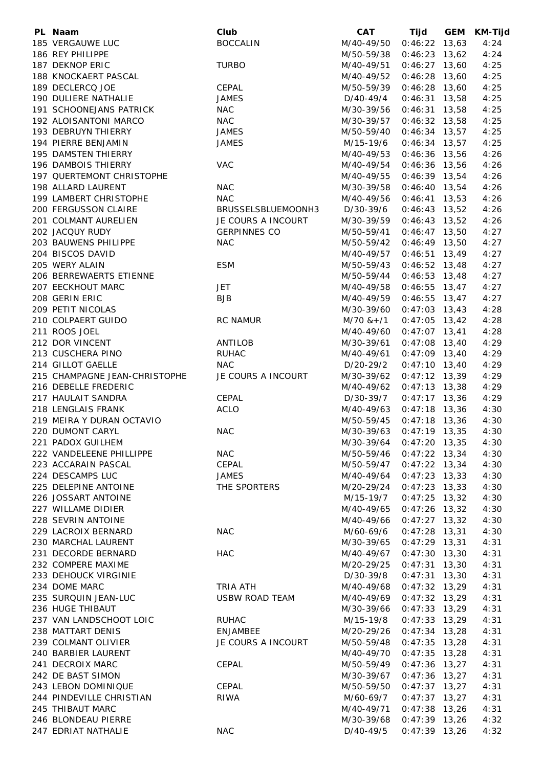| PL | Naam | Club | CAT | Tijd | GEM | KM-Tijd |
|---|---|---|---|---|---|---|
| 185 | VERGAUWE LUC | BOCCALIN | M/40-49/50 | 0:46:22 | 13,63 | 4:24 |
| 186 | REY PHILIPPE | | M/50-59/38 | 0:46:23 | 13,62 | 4:24 |
| 187 | DEKNOP ERIC | TURBO | M/40-49/51 | 0:46:27 | 13,60 | 4:25 |
| 188 | KNOCKAERT PASCAL | | M/40-49/52 | 0:46:28 | 13,60 | 4:25 |
| 189 | DECLERCQ JOE | CEPAL | M/50-59/39 | 0:46:28 | 13,60 | 4:25 |
| 190 | DULIERE NATHALIE | JAMES | D/40-49/4 | 0:46:31 | 13,58 | 4:25 |
| 191 | SCHOONEJANS PATRICK | NAC | M/30-39/56 | 0:46:31 | 13,58 | 4:25 |
| 192 | ALOISANTONI MARCO | NAC | M/30-39/57 | 0:46:32 | 13,58 | 4:25 |
| 193 | DEBRUYN THIERRY | JAMES | M/50-59/40 | 0:46:34 | 13,57 | 4:25 |
| 194 | PIERRE BENJAMIN | JAMES | M/15-19/6 | 0:46:34 | 13,57 | 4:25 |
| 195 | DAMSTEN THIERRY | | M/40-49/53 | 0:46:36 | 13,56 | 4:26 |
| 196 | DAMBOIS THIERRY | VAC | M/40-49/54 | 0:46:36 | 13,56 | 4:26 |
| 197 | QUERTEMONT CHRISTOPHE | | M/40-49/55 | 0:46:39 | 13,54 | 4:26 |
| 198 | ALLARD LAURENT | NAC | M/30-39/58 | 0:46:40 | 13,54 | 4:26 |
| 199 | LAMBERT CHRISTOPHE | NAC | M/40-49/56 | 0:46:41 | 13,53 | 4:26 |
| 200 | FERGUSSON CLAIRE | BRUSSELSBLUEMOONH3 | D/30-39/6 | 0:46:43 | 13,52 | 4:26 |
| 201 | COLMANT AURELIEN | JE COURS A INCOURT | M/30-39/59 | 0:46:43 | 13,52 | 4:26 |
| 202 | JACQUY RUDY | GERPINNES CO | M/50-59/41 | 0:46:47 | 13,50 | 4:27 |
| 203 | BAUWENS PHILIPPE | NAC | M/50-59/42 | 0:46:49 | 13,50 | 4:27 |
| 204 | BISCOS DAVID | | M/40-49/57 | 0:46:51 | 13,49 | 4:27 |
| 205 | WERY ALAIN | ESM | M/50-59/43 | 0:46:52 | 13,48 | 4:27 |
| 206 | BERREWAERTS ETIENNE | | M/50-59/44 | 0:46:53 | 13,48 | 4:27 |
| 207 | EECKHOUT MARC | JET | M/40-49/58 | 0:46:55 | 13,47 | 4:27 |
| 208 | GERIN ERIC | BJB | M/40-49/59 | 0:46:55 | 13,47 | 4:27 |
| 209 | PETIT NICOLAS | | M/30-39/60 | 0:47:03 | 13,43 | 4:28 |
| 210 | COLPAERT GUIDO | RC NAMUR | M/70 &+/1 | 0:47:05 | 13,42 | 4:28 |
| 211 | ROOS JOEL | | M/40-49/60 | 0:47:07 | 13,41 | 4:28 |
| 212 | DOR VINCENT | ANTILOB | M/30-39/61 | 0:47:08 | 13,40 | 4:29 |
| 213 | CUSCHERA PINO | RUHAC | M/40-49/61 | 0:47:09 | 13,40 | 4:29 |
| 214 | GILLOT GAELLE | NAC | D/20-29/2 | 0:47:10 | 13,40 | 4:29 |
| 215 | CHAMPAGNE JEAN-CHRISTOPHE | JE COURS A INCOURT | M/30-39/62 | 0:47:12 | 13,39 | 4:29 |
| 216 | DEBELLE FREDERIC | | M/40-49/62 | 0:47:13 | 13,38 | 4:29 |
| 217 | HAULAIT SANDRA | CEPAL | D/30-39/7 | 0:47:17 | 13,36 | 4:29 |
| 218 | LENGLAIS FRANK | ACLO | M/40-49/63 | 0:47:18 | 13,36 | 4:30 |
| 219 | MEIRA Y DURAN OCTAVIO | | M/50-59/45 | 0:47:18 | 13,36 | 4:30 |
| 220 | DUMONT CARYL | NAC | M/30-39/63 | 0:47:19 | 13,35 | 4:30 |
| 221 | PADOX GUILHEM | | M/30-39/64 | 0:47:20 | 13,35 | 4:30 |
| 222 | VANDELEENE PHILLIPPE | NAC | M/50-59/46 | 0:47:22 | 13,34 | 4:30 |
| 223 | ACCARAIN PASCAL | CEPAL | M/50-59/47 | 0:47:22 | 13,34 | 4:30 |
| 224 | DESCAMPS LUC | JAMES | M/40-49/64 | 0:47:23 | 13,33 | 4:30 |
| 225 | DELEPINE ANTOINE | THE SPORTERS | M/20-29/24 | 0:47:23 | 13,33 | 4:30 |
| 226 | JOSSART ANTOINE | | M/15-19/7 | 0:47:25 | 13,32 | 4:30 |
| 227 | WILLAME DIDIER | | M/40-49/65 | 0:47:26 | 13,32 | 4:30 |
| 228 | SEVRIN ANTOINE | | M/40-49/66 | 0:47:27 | 13,32 | 4:30 |
| 229 | LACROIX BERNARD | NAC | M/60-69/6 | 0:47:28 | 13,31 | 4:30 |
| 230 | MARCHAL LAURENT | | M/30-39/65 | 0:47:29 | 13,31 | 4:31 |
| 231 | DECORDE BERNARD | HAC | M/40-49/67 | 0:47:30 | 13,30 | 4:31 |
| 232 | COMPERE MAXIME | | M/20-29/25 | 0:47:31 | 13,30 | 4:31 |
| 233 | DEHOUCK VIRGINIE | | D/30-39/8 | 0:47:31 | 13,30 | 4:31 |
| 234 | DOME MARC | TRIA ATH | M/40-49/68 | 0:47:32 | 13,29 | 4:31 |
| 235 | SURQUIN JEAN-LUC | USBW ROAD TEAM | M/40-49/69 | 0:47:32 | 13,29 | 4:31 |
| 236 | HUGE THIBAUT | | M/30-39/66 | 0:47:33 | 13,29 | 4:31 |
| 237 | VAN LANDSCHOOT LOIC | RUHAC | M/15-19/8 | 0:47:33 | 13,29 | 4:31 |
| 238 | MATTART DENIS | ENJAMBEE | M/20-29/26 | 0:47:34 | 13,28 | 4:31 |
| 239 | COLMANT OLIVIER | JE COURS A INCOURT | M/50-59/48 | 0:47:35 | 13,28 | 4:31 |
| 240 | BARBIER LAURENT | | M/40-49/70 | 0:47:35 | 13,28 | 4:31 |
| 241 | DECROIX MARC | CEPAL | M/50-59/49 | 0:47:36 | 13,27 | 4:31 |
| 242 | DE BAST SIMON | | M/30-39/67 | 0:47:36 | 13,27 | 4:31 |
| 243 | LEBON DOMINIQUE | CEPAL | M/50-59/50 | 0:47:37 | 13,27 | 4:31 |
| 244 | PINDEVILLE CHRISTIAN | RIWA | M/60-69/7 | 0:47:37 | 13,27 | 4:31 |
| 245 | THIBAUT MARC | | M/40-49/71 | 0:47:38 | 13,26 | 4:31 |
| 246 | BLONDEAU PIERRE | | M/30-39/68 | 0:47:39 | 13,26 | 4:32 |
| 247 | EDRIAT NATHALIE | NAC | D/40-49/5 | 0:47:39 | 13,26 | 4:32 |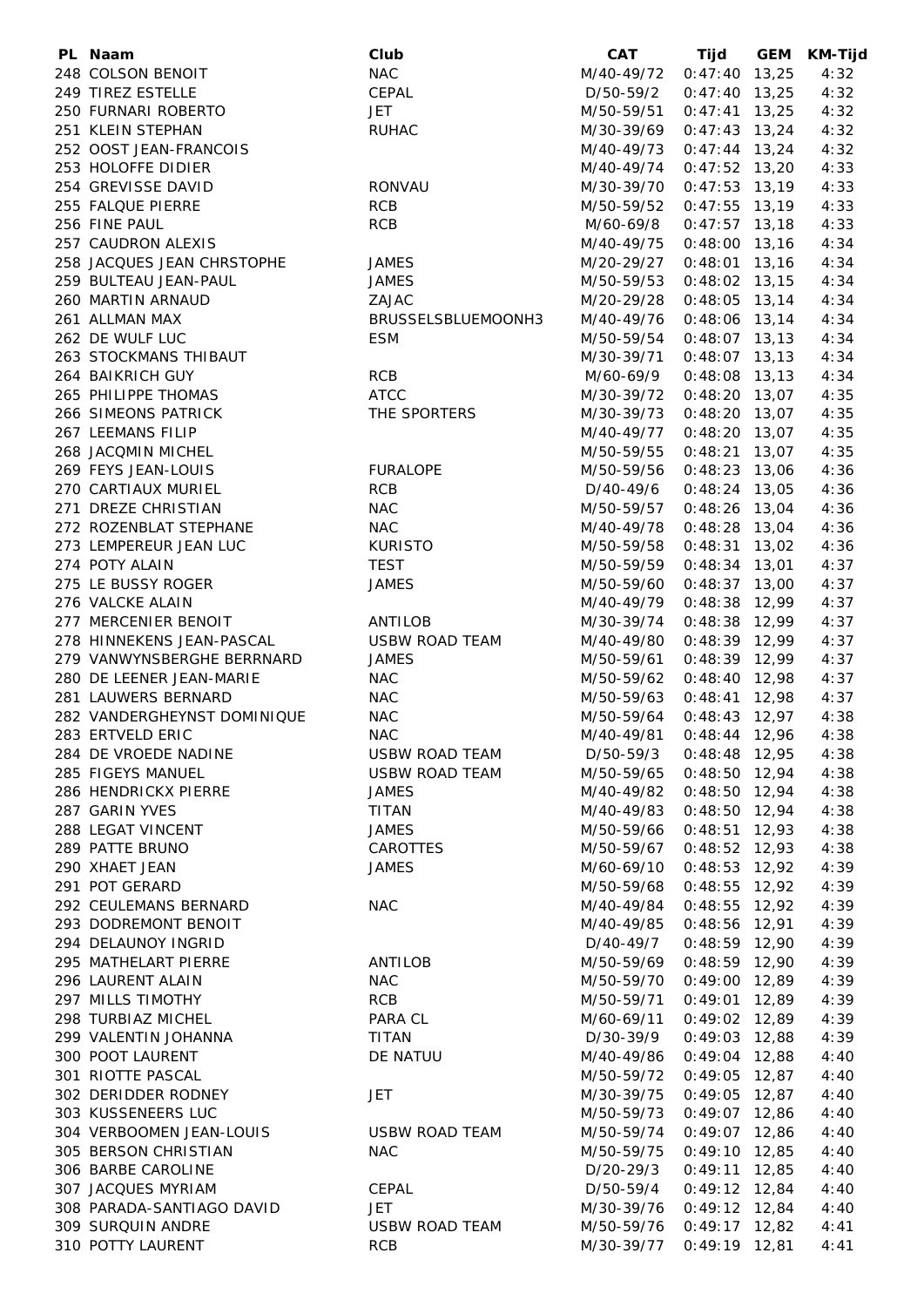| PL | Naam | Club | CAT | Tijd | GEM | KM-Tijd |
|---|---|---|---|---|---|---|
| 248 | COLSON BENOIT | NAC | M/40-49/72 | 0:47:40 | 13,25 | 4:32 |
| 249 | TIREZ ESTELLE | CEPAL | D/50-59/2 | 0:47:40 | 13,25 | 4:32 |
| 250 | FURNARI ROBERTO | JET | M/50-59/51 | 0:47:41 | 13,25 | 4:32 |
| 251 | KLEIN STEPHAN | RUHAC | M/30-39/69 | 0:47:43 | 13,24 | 4:32 |
| 252 | OOST JEAN-FRANCOIS | | M/40-49/73 | 0:47:44 | 13,24 | 4:32 |
| 253 | HOLOFFE DIDIER | | M/40-49/74 | 0:47:52 | 13,20 | 4:33 |
| 254 | GREVISSE DAVID | RONVAU | M/30-39/70 | 0:47:53 | 13,19 | 4:33 |
| 255 | FALQUE PIERRE | RCB | M/50-59/52 | 0:47:55 | 13,19 | 4:33 |
| 256 | FINE PAUL | RCB | M/60-69/8 | 0:47:57 | 13,18 | 4:33 |
| 257 | CAUDRON ALEXIS | | M/40-49/75 | 0:48:00 | 13,16 | 4:34 |
| 258 | JACQUES JEAN CHRSTOPHE | JAMES | M/20-29/27 | 0:48:01 | 13,16 | 4:34 |
| 259 | BULTEAU JEAN-PAUL | JAMES | M/50-59/53 | 0:48:02 | 13,15 | 4:34 |
| 260 | MARTIN ARNAUD | ZAJAC | M/20-29/28 | 0:48:05 | 13,14 | 4:34 |
| 261 | ALLMAN MAX | BRUSSELSBLUEMOONH3 | M/40-49/76 | 0:48:06 | 13,14 | 4:34 |
| 262 | DE WULF LUC | ESM | M/50-59/54 | 0:48:07 | 13,13 | 4:34 |
| 263 | STOCKMANS THIBAUT | | M/30-39/71 | 0:48:07 | 13,13 | 4:34 |
| 264 | BAIKRICH GUY | RCB | M/60-69/9 | 0:48:08 | 13,13 | 4:34 |
| 265 | PHILIPPE THOMAS | ATCC | M/30-39/72 | 0:48:20 | 13,07 | 4:35 |
| 266 | SIMEONS PATRICK | THE SPORTERS | M/30-39/73 | 0:48:20 | 13,07 | 4:35 |
| 267 | LEEMANS FILIP | | M/40-49/77 | 0:48:20 | 13,07 | 4:35 |
| 268 | JACQMIN MICHEL | | M/50-59/55 | 0:48:21 | 13,07 | 4:35 |
| 269 | FEYS JEAN-LOUIS | FURALOPE | M/50-59/56 | 0:48:23 | 13,06 | 4:36 |
| 270 | CARTIAUX MURIEL | RCB | D/40-49/6 | 0:48:24 | 13,05 | 4:36 |
| 271 | DREZE CHRISTIAN | NAC | M/50-59/57 | 0:48:26 | 13,04 | 4:36 |
| 272 | ROZENBLAT STEPHANE | NAC | M/40-49/78 | 0:48:28 | 13,04 | 4:36 |
| 273 | LEMPEREUR JEAN LUC | KURISTO | M/50-59/58 | 0:48:31 | 13,02 | 4:36 |
| 274 | POTY ALAIN | TEST | M/50-59/59 | 0:48:34 | 13,01 | 4:37 |
| 275 | LE BUSSY ROGER | JAMES | M/50-59/60 | 0:48:37 | 13,00 | 4:37 |
| 276 | VALCKE ALAIN | | M/40-49/79 | 0:48:38 | 12,99 | 4:37 |
| 277 | MERCENIER BENOIT | ANTILOB | M/30-39/74 | 0:48:38 | 12,99 | 4:37 |
| 278 | HINNEKENS JEAN-PASCAL | USBW ROAD TEAM | M/40-49/80 | 0:48:39 | 12,99 | 4:37 |
| 279 | VANWYNSBERGHE BERRNARD | JAMES | M/50-59/61 | 0:48:39 | 12,99 | 4:37 |
| 280 | DE LEENER JEAN-MARIE | NAC | M/50-59/62 | 0:48:40 | 12,98 | 4:37 |
| 281 | LAUWERS BERNARD | NAC | M/50-59/63 | 0:48:41 | 12,98 | 4:37 |
| 282 | VANDERGHEYNST DOMINIQUE | NAC | M/50-59/64 | 0:48:43 | 12,97 | 4:38 |
| 283 | ERTVELD ERIC | NAC | M/40-49/81 | 0:48:44 | 12,96 | 4:38 |
| 284 | DE VROEDE NADINE | USBW ROAD TEAM | D/50-59/3 | 0:48:48 | 12,95 | 4:38 |
| 285 | FIGEYS MANUEL | USBW ROAD TEAM | M/50-59/65 | 0:48:50 | 12,94 | 4:38 |
| 286 | HENDRICKX PIERRE | JAMES | M/40-49/82 | 0:48:50 | 12,94 | 4:38 |
| 287 | GARIN YVES | TITAN | M/40-49/83 | 0:48:50 | 12,94 | 4:38 |
| 288 | LEGAT VINCENT | JAMES | M/50-59/66 | 0:48:51 | 12,93 | 4:38 |
| 289 | PATTE BRUNO | CAROTTES | M/50-59/67 | 0:48:52 | 12,93 | 4:38 |
| 290 | XHAET JEAN | JAMES | M/60-69/10 | 0:48:53 | 12,92 | 4:39 |
| 291 | POT GERARD | | M/50-59/68 | 0:48:55 | 12,92 | 4:39 |
| 292 | CEULEMANS BERNARD | NAC | M/40-49/84 | 0:48:55 | 12,92 | 4:39 |
| 293 | DODREMONT BENOIT | | M/40-49/85 | 0:48:56 | 12,91 | 4:39 |
| 294 | DELAUNOY INGRID | | D/40-49/7 | 0:48:59 | 12,90 | 4:39 |
| 295 | MATHELART PIERRE | ANTILOB | M/50-59/69 | 0:48:59 | 12,90 | 4:39 |
| 296 | LAURENT ALAIN | NAC | M/50-59/70 | 0:49:00 | 12,89 | 4:39 |
| 297 | MILLS TIMOTHY | RCB | M/50-59/71 | 0:49:01 | 12,89 | 4:39 |
| 298 | TURBIAZ MICHEL | PARA CL | M/60-69/11 | 0:49:02 | 12,89 | 4:39 |
| 299 | VALENTIN JOHANNA | TITAN | D/30-39/9 | 0:49:03 | 12,88 | 4:39 |
| 300 | POOT LAURENT | DE NATUU | M/40-49/86 | 0:49:04 | 12,88 | 4:40 |
| 301 | RIOTTE PASCAL | | M/50-59/72 | 0:49:05 | 12,87 | 4:40 |
| 302 | DERIDDER RODNEY | JET | M/30-39/75 | 0:49:05 | 12,87 | 4:40 |
| 303 | KUSSENEERS LUC | | M/50-59/73 | 0:49:07 | 12,86 | 4:40 |
| 304 | VERBOOMEN JEAN-LOUIS | USBW ROAD TEAM | M/50-59/74 | 0:49:07 | 12,86 | 4:40 |
| 305 | BERSON CHRISTIAN | NAC | M/50-59/75 | 0:49:10 | 12,85 | 4:40 |
| 306 | BARBE CAROLINE | | D/20-29/3 | 0:49:11 | 12,85 | 4:40 |
| 307 | JACQUES MYRIAM | CEPAL | D/50-59/4 | 0:49:12 | 12,84 | 4:40 |
| 308 | PARADA-SANTIAGO DAVID | JET | M/30-39/76 | 0:49:12 | 12,84 | 4:40 |
| 309 | SURQUIN ANDRE | USBW ROAD TEAM | M/50-59/76 | 0:49:17 | 12,82 | 4:41 |
| 310 | POTTY LAURENT | RCB | M/30-39/77 | 0:49:19 | 12,81 | 4:41 |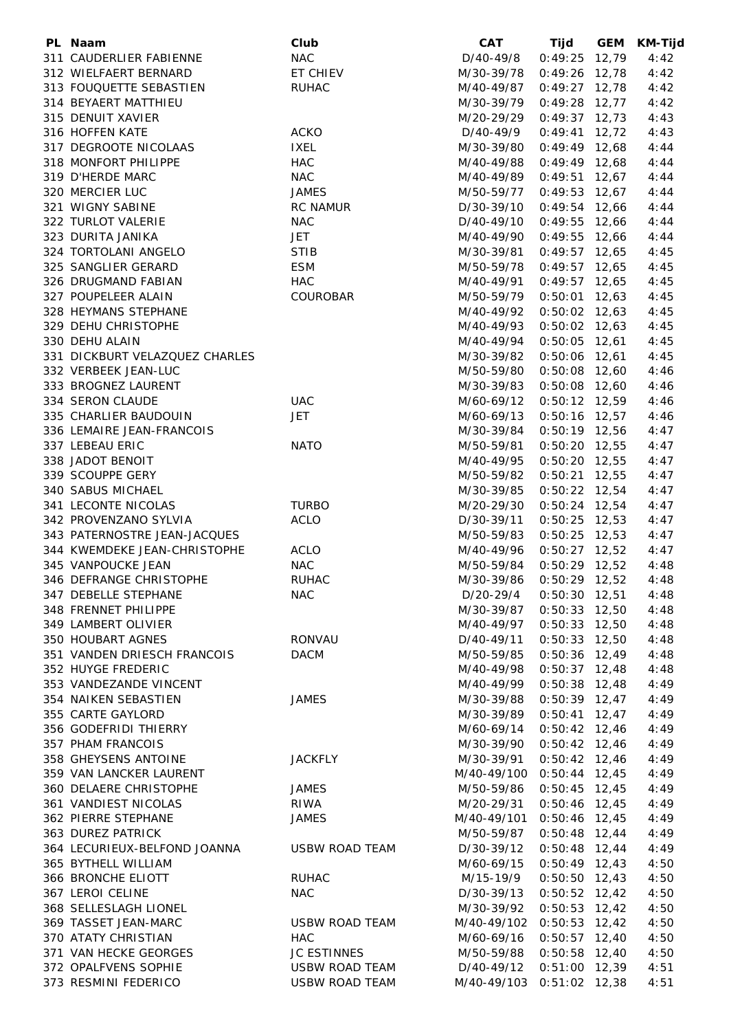| PL | Naam | Club | CAT | Tijd | GEM | KM-Tijd |
|---|---|---|---|---|---|---|
| 311 | CAUDERLIER FABIENNE | NAC | D/40-49/8 | 0:49:25 | 12,79 | 4:42 |
| 312 | WIELFAERT BERNARD | ET CHIEV | M/30-39/78 | 0:49:26 | 12,78 | 4:42 |
| 313 | FOUQUETTE SEBASTIEN | RUHAC | M/40-49/87 | 0:49:27 | 12,78 | 4:42 |
| 314 | BEYAERT MATTHIEU | | M/30-39/79 | 0:49:28 | 12,77 | 4:42 |
| 315 | DENUIT XAVIER | | M/20-29/29 | 0:49:37 | 12,73 | 4:43 |
| 316 | HOFFEN KATE | ACKO | D/40-49/9 | 0:49:41 | 12,72 | 4:43 |
| 317 | DEGROOTE NICOLAAS | IXEL | M/30-39/80 | 0:49:49 | 12,68 | 4:44 |
| 318 | MONFORT PHILIPPE | HAC | M/40-49/88 | 0:49:49 | 12,68 | 4:44 |
| 319 | D'HERDE MARC | NAC | M/40-49/89 | 0:49:51 | 12,67 | 4:44 |
| 320 | MERCIER LUC | JAMES | M/50-59/77 | 0:49:53 | 12,67 | 4:44 |
| 321 | WIGNY SABINE | RC NAMUR | D/30-39/10 | 0:49:54 | 12,66 | 4:44 |
| 322 | TURLOT VALERIE | NAC | D/40-49/10 | 0:49:55 | 12,66 | 4:44 |
| 323 | DURITA JANIKA | JET | M/40-49/90 | 0:49:55 | 12,66 | 4:44 |
| 324 | TORTOLANI ANGELO | STIB | M/30-39/81 | 0:49:57 | 12,65 | 4:45 |
| 325 | SANGLIER GERARD | ESM | M/50-59/78 | 0:49:57 | 12,65 | 4:45 |
| 326 | DRUGMAND FABIAN | HAC | M/40-49/91 | 0:49:57 | 12,65 | 4:45 |
| 327 | POUPELEER ALAIN | COUROBAR | M/50-59/79 | 0:50:01 | 12,63 | 4:45 |
| 328 | HEYMANS STEPHANE | | M/40-49/92 | 0:50:02 | 12,63 | 4:45 |
| 329 | DEHU CHRISTOPHE | | M/40-49/93 | 0:50:02 | 12,63 | 4:45 |
| 330 | DEHU ALAIN | | M/40-49/94 | 0:50:05 | 12,61 | 4:45 |
| 331 | DICKBURT VELAZQUEZ CHARLES | | M/30-39/82 | 0:50:06 | 12,61 | 4:45 |
| 332 | VERBEEK JEAN-LUC | | M/50-59/80 | 0:50:08 | 12,60 | 4:46 |
| 333 | BROGNEZ LAURENT | | M/30-39/83 | 0:50:08 | 12,60 | 4:46 |
| 334 | SERON CLAUDE | UAC | M/60-69/12 | 0:50:12 | 12,59 | 4:46 |
| 335 | CHARLIER BAUDOUIN | JET | M/60-69/13 | 0:50:16 | 12,57 | 4:46 |
| 336 | LEMAIRE JEAN-FRANCOIS | | M/30-39/84 | 0:50:19 | 12,56 | 4:47 |
| 337 | LEBEAU ERIC | NATO | M/50-59/81 | 0:50:20 | 12,55 | 4:47 |
| 338 | JADOT BENOIT | | M/40-49/95 | 0:50:20 | 12,55 | 4:47 |
| 339 | SCOUPPE GERY | | M/50-59/82 | 0:50:21 | 12,55 | 4:47 |
| 340 | SABUS MICHAEL | | M/30-39/85 | 0:50:22 | 12,54 | 4:47 |
| 341 | LECONTE NICOLAS | TURBO | M/20-29/30 | 0:50:24 | 12,54 | 4:47 |
| 342 | PROVENZANO SYLVIA | ACLO | D/30-39/11 | 0:50:25 | 12,53 | 4:47 |
| 343 | PATERNOSTRE JEAN-JACQUES | | M/50-59/83 | 0:50:25 | 12,53 | 4:47 |
| 344 | KWEMDEKE JEAN-CHRISTOPHE | ACLO | M/40-49/96 | 0:50:27 | 12,52 | 4:47 |
| 345 | VANPOUCKE JEAN | NAC | M/50-59/84 | 0:50:29 | 12,52 | 4:48 |
| 346 | DEFRANGE CHRISTOPHE | RUHAC | M/30-39/86 | 0:50:29 | 12,52 | 4:48 |
| 347 | DEBELLE STEPHANE | NAC | D/20-29/4 | 0:50:30 | 12,51 | 4:48 |
| 348 | FRENNET PHILIPPE | | M/30-39/87 | 0:50:33 | 12,50 | 4:48 |
| 349 | LAMBERT OLIVIER | | M/40-49/97 | 0:50:33 | 12,50 | 4:48 |
| 350 | HOUBART AGNES | RONVAU | D/40-49/11 | 0:50:33 | 12,50 | 4:48 |
| 351 | VANDEN DRIESCH FRANCOIS | DACM | M/50-59/85 | 0:50:36 | 12,49 | 4:48 |
| 352 | HUYGE FREDERIC | | M/40-49/98 | 0:50:37 | 12,48 | 4:48 |
| 353 | VANDEZANDE VINCENT | | M/40-49/99 | 0:50:38 | 12,48 | 4:49 |
| 354 | NAIKEN SEBASTIEN | JAMES | M/30-39/88 | 0:50:39 | 12,47 | 4:49 |
| 355 | CARTE GAYLORD | | M/30-39/89 | 0:50:41 | 12,47 | 4:49 |
| 356 | GODEFRIDI THIERRY | | M/60-69/14 | 0:50:42 | 12,46 | 4:49 |
| 357 | PHAM FRANCOIS | | M/30-39/90 | 0:50:42 | 12,46 | 4:49 |
| 358 | GHEYSENS ANTOINE | JACKFLY | M/30-39/91 | 0:50:42 | 12,46 | 4:49 |
| 359 | VAN LANCKER LAURENT | | M/40-49/100 | 0:50:44 | 12,45 | 4:49 |
| 360 | DELAERE CHRISTOPHE | JAMES | M/50-59/86 | 0:50:45 | 12,45 | 4:49 |
| 361 | VANDIEST NICOLAS | RIWA | M/20-29/31 | 0:50:46 | 12,45 | 4:49 |
| 362 | PIERRE STEPHANE | JAMES | M/40-49/101 | 0:50:46 | 12,45 | 4:49 |
| 363 | DUREZ PATRICK | | M/50-59/87 | 0:50:48 | 12,44 | 4:49 |
| 364 | LECURIEUX-BELFOND JOANNA | USBW ROAD TEAM | D/30-39/12 | 0:50:48 | 12,44 | 4:49 |
| 365 | BYTHELL WILLIAM | | M/60-69/15 | 0:50:49 | 12,43 | 4:50 |
| 366 | BRONCHE ELIOTT | RUHAC | M/15-19/9 | 0:50:50 | 12,43 | 4:50 |
| 367 | LEROI CELINE | NAC | D/30-39/13 | 0:50:52 | 12,42 | 4:50 |
| 368 | SELLESLAGH LIONEL | | M/30-39/92 | 0:50:53 | 12,42 | 4:50 |
| 369 | TASSET JEAN-MARC | USBW ROAD TEAM | M/40-49/102 | 0:50:53 | 12,42 | 4:50 |
| 370 | ATATY CHRISTIAN | HAC | M/60-69/16 | 0:50:57 | 12,40 | 4:50 |
| 371 | VAN HECKE GEORGES | JC ESTINNES | M/50-59/88 | 0:50:58 | 12,40 | 4:50 |
| 372 | OPALFVENS SOPHIE | USBW ROAD TEAM | D/40-49/12 | 0:51:00 | 12,39 | 4:51 |
| 373 | RESMINI FEDERICO | USBW ROAD TEAM | M/40-49/103 | 0:51:02 | 12,38 | 4:51 |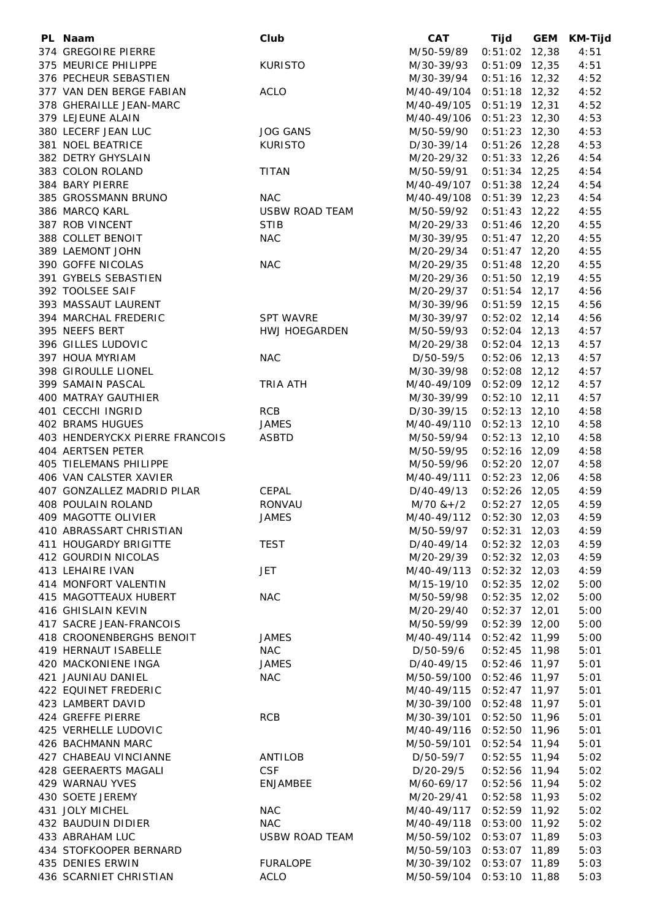| PL | Naam | Club | CAT | Tijd | GEM | KM-Tijd |
|---|---|---|---|---|---|---|
| 374 | GREGOIRE PIERRE | | M/50-59/89 | 0:51:02 | 12,38 | 4:51 |
| 375 | MEURICE PHILIPPE | KURISTO | M/30-39/93 | 0:51:09 | 12,35 | 4:51 |
| 376 | PECHEUR SEBASTIEN | | M/30-39/94 | 0:51:16 | 12,32 | 4:52 |
| 377 | VAN DEN BERGE FABIAN | ACLO | M/40-49/104 | 0:51:18 | 12,32 | 4:52 |
| 378 | GHERAILLE JEAN-MARC | | M/40-49/105 | 0:51:19 | 12,31 | 4:52 |
| 379 | LEJEUNE ALAIN | | M/40-49/106 | 0:51:23 | 12,30 | 4:53 |
| 380 | LECERF JEAN LUC | JOG GANS | M/50-59/90 | 0:51:23 | 12,30 | 4:53 |
| 381 | NOEL BEATRICE | KURISTO | D/30-39/14 | 0:51:26 | 12,28 | 4:53 |
| 382 | DETRY GHYSLAIN | | M/20-29/32 | 0:51:33 | 12,26 | 4:54 |
| 383 | COLON ROLAND | TITAN | M/50-59/91 | 0:51:34 | 12,25 | 4:54 |
| 384 | BARY PIERRE | | M/40-49/107 | 0:51:38 | 12,24 | 4:54 |
| 385 | GROSSMANN BRUNO | NAC | M/40-49/108 | 0:51:39 | 12,23 | 4:54 |
| 386 | MARCQ KARL | USBW ROAD TEAM | M/50-59/92 | 0:51:43 | 12,22 | 4:55 |
| 387 | ROB VINCENT | STIB | M/20-29/33 | 0:51:46 | 12,20 | 4:55 |
| 388 | COLLET BENOIT | NAC | M/30-39/95 | 0:51:47 | 12,20 | 4:55 |
| 389 | LAEMONT JOHN | | M/20-29/34 | 0:51:47 | 12,20 | 4:55 |
| 390 | GOFFE NICOLAS | NAC | M/20-29/35 | 0:51:48 | 12,20 | 4:55 |
| 391 | GYBELS SEBASTIEN | | M/20-29/36 | 0:51:50 | 12,19 | 4:55 |
| 392 | TOOLSEE SAIF | | M/20-29/37 | 0:51:54 | 12,17 | 4:56 |
| 393 | MASSAUT LAURENT | | M/30-39/96 | 0:51:59 | 12,15 | 4:56 |
| 394 | MARCHAL FREDERIC | SPT WAVRE | M/30-39/97 | 0:52:02 | 12,14 | 4:56 |
| 395 | NEEFS BERT | HWJ HOEGARDEN | M/50-59/93 | 0:52:04 | 12,13 | 4:57 |
| 396 | GILLES LUDOVIC | | M/20-29/38 | 0:52:04 | 12,13 | 4:57 |
| 397 | HOUA MYRIAM | NAC | D/50-59/5 | 0:52:06 | 12,13 | 4:57 |
| 398 | GIROULLE LIONEL | | M/30-39/98 | 0:52:08 | 12,12 | 4:57 |
| 399 | SAMAIN PASCAL | TRIA ATH | M/40-49/109 | 0:52:09 | 12,12 | 4:57 |
| 400 | MATRAY GAUTHIER | | M/30-39/99 | 0:52:10 | 12,11 | 4:57 |
| 401 | CECCHI INGRID | RCB | D/30-39/15 | 0:52:13 | 12,10 | 4:58 |
| 402 | BRAMS HUGUES | JAMES | M/40-49/110 | 0:52:13 | 12,10 | 4:58 |
| 403 | HENDERYCKX PIERRE FRANCOIS | ASBTD | M/50-59/94 | 0:52:13 | 12,10 | 4:58 |
| 404 | AERTSEN PETER | | M/50-59/95 | 0:52:16 | 12,09 | 4:58 |
| 405 | TIELEMANS PHILIPPE | | M/50-59/96 | 0:52:20 | 12,07 | 4:58 |
| 406 | VAN CALSTER XAVIER | | M/40-49/111 | 0:52:23 | 12,06 | 4:58 |
| 407 | GONZALLEZ MADRID PILAR | CEPAL | D/40-49/13 | 0:52:26 | 12,05 | 4:59 |
| 408 | POULAIN ROLAND | RONVAU | M/70 &+/2 | 0:52:27 | 12,05 | 4:59 |
| 409 | MAGOTTE OLIVIER | JAMES | M/40-49/112 | 0:52:30 | 12,03 | 4:59 |
| 410 | ABRASSART CHRISTIAN | | M/50-59/97 | 0:52:31 | 12,03 | 4:59 |
| 411 | HOUGARDY BRIGITTE | TEST | D/40-49/14 | 0:52:32 | 12,03 | 4:59 |
| 412 | GOURDIN NICOLAS | | M/20-29/39 | 0:52:32 | 12,03 | 4:59 |
| 413 | LEHAIRE IVAN | JET | M/40-49/113 | 0:52:32 | 12,03 | 4:59 |
| 414 | MONFORT VALENTIN | | M/15-19/10 | 0:52:35 | 12,02 | 5:00 |
| 415 | MAGOTTEAUX HUBERT | NAC | M/50-59/98 | 0:52:35 | 12,02 | 5:00 |
| 416 | GHISLAIN KEVIN | | M/20-29/40 | 0:52:37 | 12,01 | 5:00 |
| 417 | SACRE JEAN-FRANCOIS | | M/50-59/99 | 0:52:39 | 12,00 | 5:00 |
| 418 | CROONENBERGHS BENOIT | JAMES | M/40-49/114 | 0:52:42 | 11,99 | 5:00 |
| 419 | HERNAUT ISABELLE | NAC | D/50-59/6 | 0:52:45 | 11,98 | 5:01 |
| 420 | MACKONIENE INGA | JAMES | D/40-49/15 | 0:52:46 | 11,97 | 5:01 |
| 421 | JAUNIAU DANIEL | NAC | M/50-59/100 | 0:52:46 | 11,97 | 5:01 |
| 422 | EQUINET FREDERIC | | M/40-49/115 | 0:52:47 | 11,97 | 5:01 |
| 423 | LAMBERT DAVID | | M/30-39/100 | 0:52:48 | 11,97 | 5:01 |
| 424 | GREFFE PIERRE | RCB | M/30-39/101 | 0:52:50 | 11,96 | 5:01 |
| 425 | VERHELLE LUDOVIC | | M/40-49/116 | 0:52:50 | 11,96 | 5:01 |
| 426 | BACHMANN MARC | | M/50-59/101 | 0:52:54 | 11,94 | 5:01 |
| 427 | CHABEAU VINCIANNE | ANTILOB | D/50-59/7 | 0:52:55 | 11,94 | 5:02 |
| 428 | GEERAERTS MAGALI | CSF | D/20-29/5 | 0:52:56 | 11,94 | 5:02 |
| 429 | WARNAU YVES | ENJAMBEE | M/60-69/17 | 0:52:56 | 11,94 | 5:02 |
| 430 | SOETE JEREMY | | M/20-29/41 | 0:52:58 | 11,93 | 5:02 |
| 431 | JOLY MICHEL | NAC | M/40-49/117 | 0:52:59 | 11,92 | 5:02 |
| 432 | BAUDUIN DIDIER | NAC | M/40-49/118 | 0:53:00 | 11,92 | 5:02 |
| 433 | ABRAHAM LUC | USBW ROAD TEAM | M/50-59/102 | 0:53:07 | 11,89 | 5:03 |
| 434 | STOFKOOPER BERNARD | | M/50-59/103 | 0:53:07 | 11,89 | 5:03 |
| 435 | DENIES ERWIN | FURALOPE | M/30-39/102 | 0:53:07 | 11,89 | 5:03 |
| 436 | SCARNIET CHRISTIAN | ACLO | M/50-59/104 | 0:53:10 | 11,88 | 5:03 |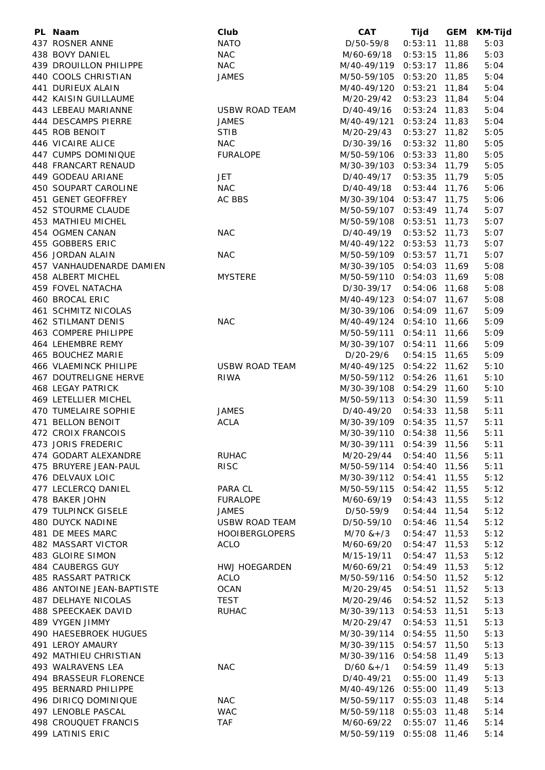| PL | Naam | Club | CAT | Tijd | GEM | KM-Tijd |
|---|---|---|---|---|---|---|
| 437 | ROSNER ANNE | NATO | D/50-59/8 | 0:53:11 | 11,88 | 5:03 |
| 438 | BOVY DANIEL | NAC | M/60-69/18 | 0:53:15 | 11,86 | 5:03 |
| 439 | DROUILLON PHILIPPE | NAC | M/40-49/119 | 0:53:17 | 11,86 | 5:04 |
| 440 | COOLS CHRISTIAN | JAMES | M/50-59/105 | 0:53:20 | 11,85 | 5:04 |
| 441 | DURIEUX ALAIN | | M/40-49/120 | 0:53:21 | 11,84 | 5:04 |
| 442 | KAISIN GUILLAUME | | M/20-29/42 | 0:53:23 | 11,84 | 5:04 |
| 443 | LEBEAU MARIANNE | USBW ROAD TEAM | D/40-49/16 | 0:53:24 | 11,83 | 5:04 |
| 444 | DESCAMPS PIERRE | JAMES | M/40-49/121 | 0:53:24 | 11,83 | 5:04 |
| 445 | ROB BENOIT | STIB | M/20-29/43 | 0:53:27 | 11,82 | 5:05 |
| 446 | VICAIRE ALICE | NAC | D/30-39/16 | 0:53:32 | 11,80 | 5:05 |
| 447 | CUMPS DOMINIQUE | FURALOPE | M/50-59/106 | 0:53:33 | 11,80 | 5:05 |
| 448 | FRANCART RENAUD | | M/30-39/103 | 0:53:34 | 11,79 | 5:05 |
| 449 | GODEAU ARIANE | JET | D/40-49/17 | 0:53:35 | 11,79 | 5:05 |
| 450 | SOUPART CAROLINE | NAC | D/40-49/18 | 0:53:44 | 11,76 | 5:06 |
| 451 | GENET GEOFFREY | AC BBS | M/30-39/104 | 0:53:47 | 11,75 | 5:06 |
| 452 | STOURME CLAUDE | | M/50-59/107 | 0:53:49 | 11,74 | 5:07 |
| 453 | MATHIEU MICHEL | | M/50-59/108 | 0:53:51 | 11,73 | 5:07 |
| 454 | OGMEN CANAN | NAC | D/40-49/19 | 0:53:52 | 11,73 | 5:07 |
| 455 | GOBBERS ERIC | | M/40-49/122 | 0:53:53 | 11,73 | 5:07 |
| 456 | JORDAN ALAIN | NAC | M/50-59/109 | 0:53:57 | 11,71 | 5:07 |
| 457 | VANHAUDENARDE DAMIEN | | M/30-39/105 | 0:54:03 | 11,69 | 5:08 |
| 458 | ALBERT MICHEL | MYSTERE | M/50-59/110 | 0:54:03 | 11,69 | 5:08 |
| 459 | FOVEL NATACHA | | D/30-39/17 | 0:54:06 | 11,68 | 5:08 |
| 460 | BROCAL ERIC | | M/40-49/123 | 0:54:07 | 11,67 | 5:08 |
| 461 | SCHMITZ NICOLAS | | M/30-39/106 | 0:54:09 | 11,67 | 5:09 |
| 462 | STILMANT DENIS | NAC | M/40-49/124 | 0:54:10 | 11,66 | 5:09 |
| 463 | COMPERE PHILIPPE | | M/50-59/111 | 0:54:11 | 11,66 | 5:09 |
| 464 | LEHEMBRE REMY | | M/30-39/107 | 0:54:11 | 11,66 | 5:09 |
| 465 | BOUCHEZ MARIE | | D/20-29/6 | 0:54:15 | 11,65 | 5:09 |
| 466 | VLAEMINCK PHILIPE | USBW ROAD TEAM | M/40-49/125 | 0:54:22 | 11,62 | 5:10 |
| 467 | DOUTRELIGNE HERVE | RIWA | M/50-59/112 | 0:54:26 | 11,61 | 5:10 |
| 468 | LEGAY PATRICK | | M/30-39/108 | 0:54:29 | 11,60 | 5:10 |
| 469 | LETELLIER MICHEL | | M/50-59/113 | 0:54:30 | 11,59 | 5:11 |
| 470 | TUMELAIRE SOPHIE | JAMES | D/40-49/20 | 0:54:33 | 11,58 | 5:11 |
| 471 | BELLON BENOIT | ACLA | M/30-39/109 | 0:54:35 | 11,57 | 5:11 |
| 472 | CROIX FRANCOIS | | M/30-39/110 | 0:54:38 | 11,56 | 5:11 |
| 473 | JORIS FREDERIC | | M/30-39/111 | 0:54:39 | 11,56 | 5:11 |
| 474 | GODART ALEXANDRE | RUHAC | M/20-29/44 | 0:54:40 | 11,56 | 5:11 |
| 475 | BRUYERE JEAN-PAUL | RISC | M/50-59/114 | 0:54:40 | 11,56 | 5:11 |
| 476 | DELVAUX LOIC | | M/30-39/112 | 0:54:41 | 11,55 | 5:12 |
| 477 | LECLERCQ DANIEL | PARA CL | M/50-59/115 | 0:54:42 | 11,55 | 5:12 |
| 478 | BAKER JOHN | FURALOPE | M/60-69/19 | 0:54:43 | 11,55 | 5:12 |
| 479 | TULPINCK GISELE | JAMES | D/50-59/9 | 0:54:44 | 11,54 | 5:12 |
| 480 | DUYCK NADINE | USBW ROAD TEAM | D/50-59/10 | 0:54:46 | 11,54 | 5:12 |
| 481 | DE MEES MARC | HOOIBERGLOPERS | M/70 &+/3 | 0:54:47 | 11,53 | 5:12 |
| 482 | MASSART VICTOR | ACLO | M/60-69/20 | 0:54:47 | 11,53 | 5:12 |
| 483 | GLOIRE SIMON | | M/15-19/11 | 0:54:47 | 11,53 | 5:12 |
| 484 | CAUBERGS GUY | HWJ HOEGARDEN | M/60-69/21 | 0:54:49 | 11,53 | 5:12 |
| 485 | RASSART PATRICK | ACLO | M/50-59/116 | 0:54:50 | 11,52 | 5:12 |
| 486 | ANTOINE JEAN-BAPTISTE | OCAN | M/20-29/45 | 0:54:51 | 11,52 | 5:13 |
| 487 | DELHAYE NICOLAS | TEST | M/20-29/46 | 0:54:52 | 11,52 | 5:13 |
| 488 | SPEECKAEK DAVID | RUHAC | M/30-39/113 | 0:54:53 | 11,51 | 5:13 |
| 489 | VYGEN JIMMY | | M/20-29/47 | 0:54:53 | 11,51 | 5:13 |
| 490 | HAESEBROEK HUGUES | | M/30-39/114 | 0:54:55 | 11,50 | 5:13 |
| 491 | LEROY AMAURY | | M/30-39/115 | 0:54:57 | 11,50 | 5:13 |
| 492 | MATHIEU CHRISTIAN | | M/30-39/116 | 0:54:58 | 11,49 | 5:13 |
| 493 | WALRAVENS LEA | NAC | D/60 &+/1 | 0:54:59 | 11,49 | 5:13 |
| 494 | BRASSEUR FLORENCE | | D/40-49/21 | 0:55:00 | 11,49 | 5:13 |
| 495 | BERNARD PHILIPPE | | M/40-49/126 | 0:55:00 | 11,49 | 5:13 |
| 496 | DIRICQ DOMINIQUE | NAC | M/50-59/117 | 0:55:03 | 11,48 | 5:14 |
| 497 | LENOBLE PASCAL | WAC | M/50-59/118 | 0:55:03 | 11,48 | 5:14 |
| 498 | CROUQUET FRANCIS | TAF | M/60-69/22 | 0:55:07 | 11,46 | 5:14 |
| 499 | LATINIS ERIC | | M/50-59/119 | 0:55:08 | 11,46 | 5:14 |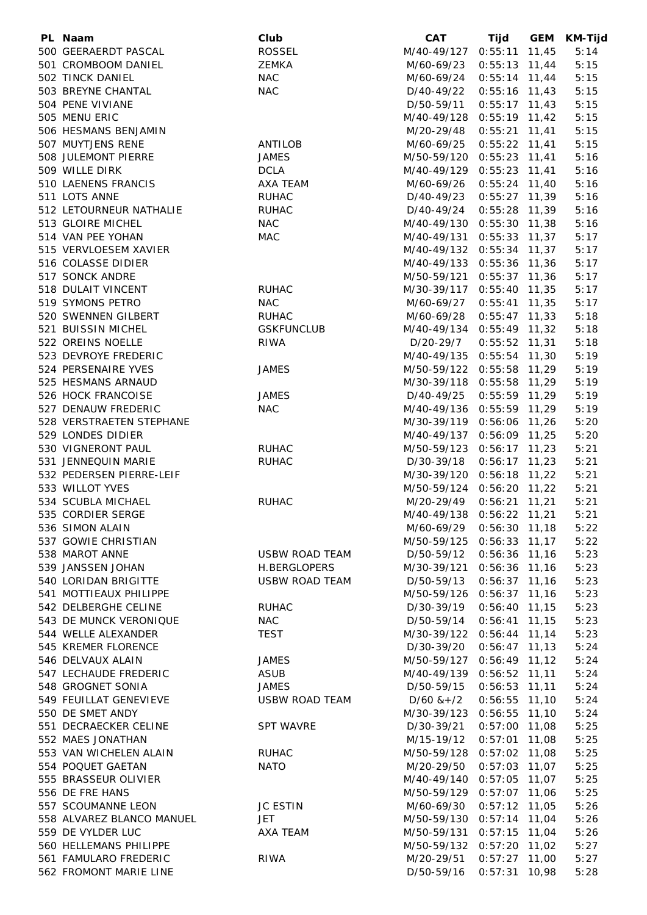| PL | Naam | Club | CAT | Tijd | GEM | KM-Tijd |
|---|---|---|---|---|---|---|
| 500 | GEERAERDT PASCAL | ROSSEL | M/40-49/127 | 0:55:11 | 11,45 | 5:14 |
| 501 | CROMBOOM DANIEL | ZEMKA | M/60-69/23 | 0:55:13 | 11,44 | 5:15 |
| 502 | TINCK DANIEL | NAC | M/60-69/24 | 0:55:14 | 11,44 | 5:15 |
| 503 | BREYNE CHANTAL | NAC | D/40-49/22 | 0:55:16 | 11,43 | 5:15 |
| 504 | PENE VIVIANE | | D/50-59/11 | 0:55:17 | 11,43 | 5:15 |
| 505 | MENU ERIC | | M/40-49/128 | 0:55:19 | 11,42 | 5:15 |
| 506 | HESMANS BENJAMIN | | M/20-29/48 | 0:55:21 | 11,41 | 5:15 |
| 507 | MUYTJENS RENE | ANTILOB | M/60-69/25 | 0:55:22 | 11,41 | 5:15 |
| 508 | JULEMONT PIERRE | JAMES | M/50-59/120 | 0:55:23 | 11,41 | 5:16 |
| 509 | WILLE DIRK | DCLA | M/40-49/129 | 0:55:23 | 11,41 | 5:16 |
| 510 | LAENENS FRANCIS | AXA TEAM | M/60-69/26 | 0:55:24 | 11,40 | 5:16 |
| 511 | LOTS ANNE | RUHAC | D/40-49/23 | 0:55:27 | 11,39 | 5:16 |
| 512 | LETOURNEUR NATHALIE | RUHAC | D/40-49/24 | 0:55:28 | 11,39 | 5:16 |
| 513 | GLOIRE MICHEL | NAC | M/40-49/130 | 0:55:30 | 11,38 | 5:16 |
| 514 | VAN PEE YOHAN | MAC | M/40-49/131 | 0:55:33 | 11,37 | 5:17 |
| 515 | VERVLOESEM XAVIER | | M/40-49/132 | 0:55:34 | 11,37 | 5:17 |
| 516 | COLASSE DIDIER | | M/40-49/133 | 0:55:36 | 11,36 | 5:17 |
| 517 | SONCK ANDRE | | M/50-59/121 | 0:55:37 | 11,36 | 5:17 |
| 518 | DULAIT VINCENT | RUHAC | M/30-39/117 | 0:55:40 | 11,35 | 5:17 |
| 519 | SYMONS PETRO | NAC | M/60-69/27 | 0:55:41 | 11,35 | 5:17 |
| 520 | SWENNEN GILBERT | RUHAC | M/60-69/28 | 0:55:47 | 11,33 | 5:18 |
| 521 | BUISSIN MICHEL | GSKFUNCLUB | M/40-49/134 | 0:55:49 | 11,32 | 5:18 |
| 522 | OREINS NOELLE | RIWA | D/20-29/7 | 0:55:52 | 11,31 | 5:18 |
| 523 | DEVROYE FREDERIC | | M/40-49/135 | 0:55:54 | 11,30 | 5:19 |
| 524 | PERSENAIRE YVES | JAMES | M/50-59/122 | 0:55:58 | 11,29 | 5:19 |
| 525 | HESMANS ARNAUD | | M/30-39/118 | 0:55:58 | 11,29 | 5:19 |
| 526 | HOCK FRANCOISE | JAMES | D/40-49/25 | 0:55:59 | 11,29 | 5:19 |
| 527 | DENAUW FREDERIC | NAC | M/40-49/136 | 0:55:59 | 11,29 | 5:19 |
| 528 | VERSTRAETEN STEPHANE | | M/30-39/119 | 0:56:06 | 11,26 | 5:20 |
| 529 | LONDES DIDIER | | M/40-49/137 | 0:56:09 | 11,25 | 5:20 |
| 530 | VIGNERONT PAUL | RUHAC | M/50-59/123 | 0:56:17 | 11,23 | 5:21 |
| 531 | JENNEQUIN MARIE | RUHAC | D/30-39/18 | 0:56:17 | 11,23 | 5:21 |
| 532 | PEDERSEN PIERRE-LEIF | | M/30-39/120 | 0:56:18 | 11,22 | 5:21 |
| 533 | WILLOT YVES | | M/50-59/124 | 0:56:20 | 11,22 | 5:21 |
| 534 | SCUBLA MICHAEL | RUHAC | M/20-29/49 | 0:56:21 | 11,21 | 5:21 |
| 535 | CORDIER SERGE | | M/40-49/138 | 0:56:22 | 11,21 | 5:21 |
| 536 | SIMON ALAIN | | M/60-69/29 | 0:56:30 | 11,18 | 5:22 |
| 537 | GOWIE CHRISTIAN | | M/50-59/125 | 0:56:33 | 11,17 | 5:22 |
| 538 | MAROT ANNE | USBW ROAD TEAM | D/50-59/12 | 0:56:36 | 11,16 | 5:23 |
| 539 | JANSSEN JOHAN | H.BERGLOPERS | M/30-39/121 | 0:56:36 | 11,16 | 5:23 |
| 540 | LORIDAN BRIGITTE | USBW ROAD TEAM | D/50-59/13 | 0:56:37 | 11,16 | 5:23 |
| 541 | MOTTIEAUX PHILIPPE | | M/50-59/126 | 0:56:37 | 11,16 | 5:23 |
| 542 | DELBERGHE CELINE | RUHAC | D/30-39/19 | 0:56:40 | 11,15 | 5:23 |
| 543 | DE MUNCK VERONIQUE | NAC | D/50-59/14 | 0:56:41 | 11,15 | 5:23 |
| 544 | WELLE ALEXANDER | TEST | M/30-39/122 | 0:56:44 | 11,14 | 5:23 |
| 545 | KREMER FLORENCE | | D/30-39/20 | 0:56:47 | 11,13 | 5:24 |
| 546 | DELVAUX ALAIN | JAMES | M/50-59/127 | 0:56:49 | 11,12 | 5:24 |
| 547 | LECHAUDE FREDERIC | ASUB | M/40-49/139 | 0:56:52 | 11,11 | 5:24 |
| 548 | GROGNET SONIA | JAMES | D/50-59/15 | 0:56:53 | 11,11 | 5:24 |
| 549 | FEUILLAT GENEVIEVE | USBW ROAD TEAM | D/60 &+/2 | 0:56:55 | 11,10 | 5:24 |
| 550 | DE SMET ANDY | | M/30-39/123 | 0:56:55 | 11,10 | 5:24 |
| 551 | DECRAECKER CELINE | SPT WAVRE | D/30-39/21 | 0:57:00 | 11,08 | 5:25 |
| 552 | MAES JONATHAN | | M/15-19/12 | 0:57:01 | 11,08 | 5:25 |
| 553 | VAN WICHELEN ALAIN | RUHAC | M/50-59/128 | 0:57:02 | 11,08 | 5:25 |
| 554 | POQUET GAETAN | NATO | M/20-29/50 | 0:57:03 | 11,07 | 5:25 |
| 555 | BRASSEUR OLIVIER | | M/40-49/140 | 0:57:05 | 11,07 | 5:25 |
| 556 | DE FRE HANS | | M/50-59/129 | 0:57:07 | 11,06 | 5:25 |
| 557 | SCOUMANNE LEON | JC ESTIN | M/60-69/30 | 0:57:12 | 11,05 | 5:26 |
| 558 | ALVAREZ BLANCO MANUEL | JET | M/50-59/130 | 0:57:14 | 11,04 | 5:26 |
| 559 | DE VYLDER LUC | AXA TEAM | M/50-59/131 | 0:57:15 | 11,04 | 5:26 |
| 560 | HELLEMANS PHILIPPE | | M/50-59/132 | 0:57:20 | 11,02 | 5:27 |
| 561 | FAMULARO FREDERIC | RIWA | M/20-29/51 | 0:57:27 | 11,00 | 5:27 |
| 562 | FROMONT MARIE LINE | | D/50-59/16 | 0:57:31 | 10,98 | 5:28 |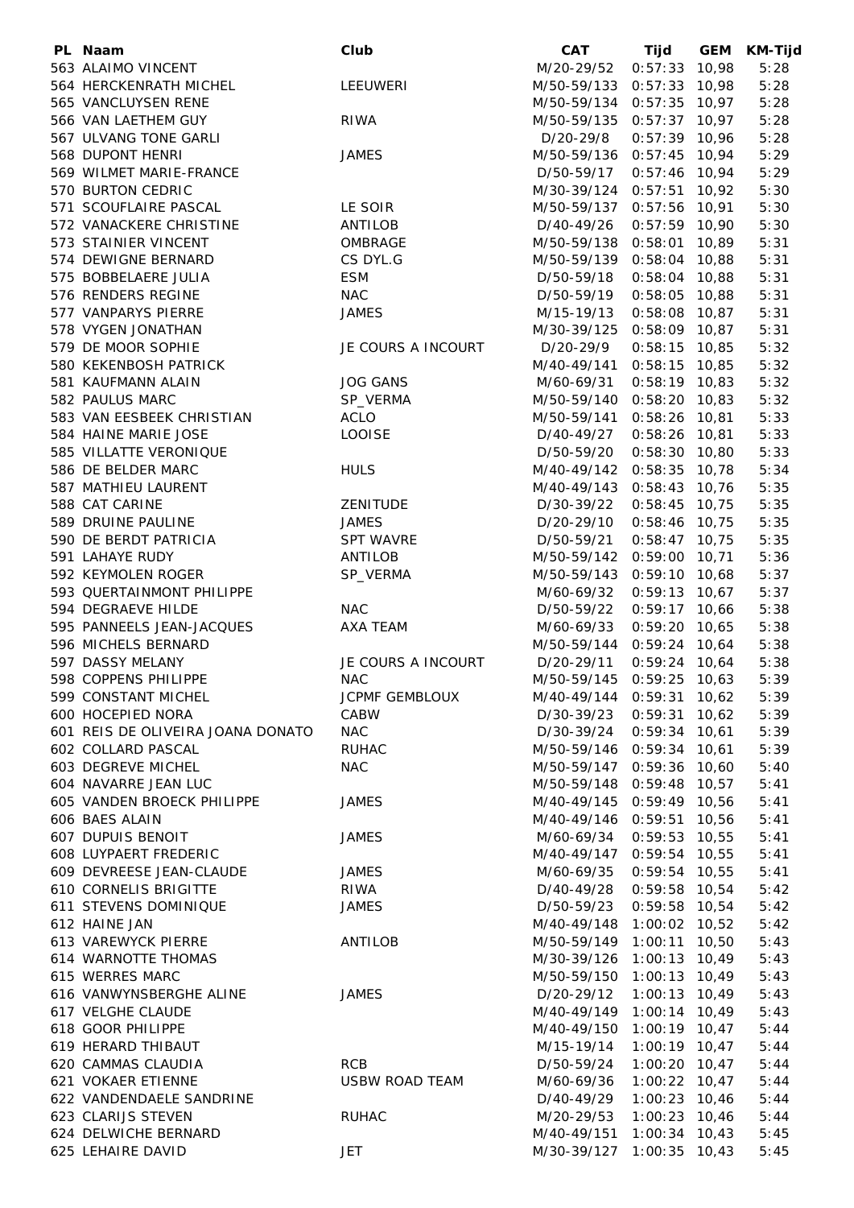| PL | Naam | Club | CAT | Tijd | GEM | KM-Tijd |
|---|---|---|---|---|---|---|
| 563 | ALAIMO VINCENT | | M/20-29/52 | 0:57:33 | 10,98 | 5:28 |
| 564 | HERCKENRATH MICHEL | LEEUWERI | M/50-59/133 | 0:57:33 | 10,98 | 5:28 |
| 565 | VANCLUYSEN RENE | | M/50-59/134 | 0:57:35 | 10,97 | 5:28 |
| 566 | VAN LAETHEM GUY | RIWA | M/50-59/135 | 0:57:37 | 10,97 | 5:28 |
| 567 | ULVANG TONE GARLI | | D/20-29/8 | 0:57:39 | 10,96 | 5:28 |
| 568 | DUPONT HENRI | JAMES | M/50-59/136 | 0:57:45 | 10,94 | 5:29 |
| 569 | WILMET MARIE-FRANCE | | D/50-59/17 | 0:57:46 | 10,94 | 5:29 |
| 570 | BURTON CEDRIC | | M/30-39/124 | 0:57:51 | 10,92 | 5:30 |
| 571 | SCOUFLAIRE PASCAL | LE SOIR | M/50-59/137 | 0:57:56 | 10,91 | 5:30 |
| 572 | VANACKERE CHRISTINE | ANTILOB | D/40-49/26 | 0:57:59 | 10,90 | 5:30 |
| 573 | STAINIER VINCENT | OMBRAGE | M/50-59/138 | 0:58:01 | 10,89 | 5:31 |
| 574 | DEWIGNE BERNARD | CS DYL.G | M/50-59/139 | 0:58:04 | 10,88 | 5:31 |
| 575 | BOBBELAERE JULIA | ESM | D/50-59/18 | 0:58:04 | 10,88 | 5:31 |
| 576 | RENDERS REGINE | NAC | D/50-59/19 | 0:58:05 | 10,88 | 5:31 |
| 577 | VANPARYS PIERRE | JAMES | M/15-19/13 | 0:58:08 | 10,87 | 5:31 |
| 578 | VYGEN JONATHAN | | M/30-39/125 | 0:58:09 | 10,87 | 5:31 |
| 579 | DE MOOR SOPHIE | JE COURS A INCOURT | D/20-29/9 | 0:58:15 | 10,85 | 5:32 |
| 580 | KEKENBOSH PATRICK | | M/40-49/141 | 0:58:15 | 10,85 | 5:32 |
| 581 | KAUFMANN ALAIN | JOG GANS | M/60-69/31 | 0:58:19 | 10,83 | 5:32 |
| 582 | PAULUS MARC | SP_VERMA | M/50-59/140 | 0:58:20 | 10,83 | 5:32 |
| 583 | VAN EESBEEK CHRISTIAN | ACLO | M/50-59/141 | 0:58:26 | 10,81 | 5:33 |
| 584 | HAINE MARIE JOSE | LOOISE | D/40-49/27 | 0:58:26 | 10,81 | 5:33 |
| 585 | VILLATTE VERONIQUE | | D/50-59/20 | 0:58:30 | 10,80 | 5:33 |
| 586 | DE BELDER MARC | HULS | M/40-49/142 | 0:58:35 | 10,78 | 5:34 |
| 587 | MATHIEU LAURENT | | M/40-49/143 | 0:58:43 | 10,76 | 5:35 |
| 588 | CAT CARINE | ZENITUDE | D/30-39/22 | 0:58:45 | 10,75 | 5:35 |
| 589 | DRUINE PAULINE | JAMES | D/20-29/10 | 0:58:46 | 10,75 | 5:35 |
| 590 | DE BERDT PATRICIA | SPT WAVRE | D/50-59/21 | 0:58:47 | 10,75 | 5:35 |
| 591 | LAHAYE RUDY | ANTILOB | M/50-59/142 | 0:59:00 | 10,71 | 5:36 |
| 592 | KEYMOLEN ROGER | SP_VERMA | M/50-59/143 | 0:59:10 | 10,68 | 5:37 |
| 593 | QUERTAINMONT PHILIPPE | | M/60-69/32 | 0:59:13 | 10,67 | 5:37 |
| 594 | DEGRAEVE HILDE | NAC | D/50-59/22 | 0:59:17 | 10,66 | 5:38 |
| 595 | PANNEELS JEAN-JACQUES | AXA TEAM | M/60-69/33 | 0:59:20 | 10,65 | 5:38 |
| 596 | MICHELS BERNARD | | M/50-59/144 | 0:59:24 | 10,64 | 5:38 |
| 597 | DASSY MELANY | JE COURS A INCOURT | D/20-29/11 | 0:59:24 | 10,64 | 5:38 |
| 598 | COPPENS PHILIPPE | NAC | M/50-59/145 | 0:59:25 | 10,63 | 5:39 |
| 599 | CONSTANT MICHEL | JCPMF GEMBLOUX | M/40-49/144 | 0:59:31 | 10,62 | 5:39 |
| 600 | HOCEPIED NORA | CABW | D/30-39/23 | 0:59:31 | 10,62 | 5:39 |
| 601 | REIS DE OLIVEIRA JOANA DONATO | NAC | D/30-39/24 | 0:59:34 | 10,61 | 5:39 |
| 602 | COLLARD PASCAL | RUHAC | M/50-59/146 | 0:59:34 | 10,61 | 5:39 |
| 603 | DEGREVE MICHEL | NAC | M/50-59/147 | 0:59:36 | 10,60 | 5:40 |
| 604 | NAVARRE JEAN LUC | | M/50-59/148 | 0:59:48 | 10,57 | 5:41 |
| 605 | VANDEN BROECK PHILIPPE | JAMES | M/40-49/145 | 0:59:49 | 10,56 | 5:41 |
| 606 | BAES ALAIN | | M/40-49/146 | 0:59:51 | 10,56 | 5:41 |
| 607 | DUPUIS BENOIT | JAMES | M/60-69/34 | 0:59:53 | 10,55 | 5:41 |
| 608 | LUYPAERT FREDERIC | | M/40-49/147 | 0:59:54 | 10,55 | 5:41 |
| 609 | DEVREESE JEAN-CLAUDE | JAMES | M/60-69/35 | 0:59:54 | 10,55 | 5:41 |
| 610 | CORNELIS BRIGITTE | RIWA | D/40-49/28 | 0:59:58 | 10,54 | 5:42 |
| 611 | STEVENS DOMINIQUE | JAMES | D/50-59/23 | 0:59:58 | 10,54 | 5:42 |
| 612 | HAINE JAN | | M/40-49/148 | 1:00:02 | 10,52 | 5:42 |
| 613 | VAREWYCK PIERRE | ANTILOB | M/50-59/149 | 1:00:11 | 10,50 | 5:43 |
| 614 | WARNOTTE THOMAS | | M/30-39/126 | 1:00:13 | 10,49 | 5:43 |
| 615 | WERRES MARC | | M/50-59/150 | 1:00:13 | 10,49 | 5:43 |
| 616 | VANWYNSBERGHE ALINE | JAMES | D/20-29/12 | 1:00:13 | 10,49 | 5:43 |
| 617 | VELGHE CLAUDE | | M/40-49/149 | 1:00:14 | 10,49 | 5:43 |
| 618 | GOOR PHILIPPE | | M/40-49/150 | 1:00:19 | 10,47 | 5:44 |
| 619 | HERARD THIBAUT | | M/15-19/14 | 1:00:19 | 10,47 | 5:44 |
| 620 | CAMMAS CLAUDIA | RCB | D/50-59/24 | 1:00:20 | 10,47 | 5:44 |
| 621 | VOKAER ETIENNE | USBW ROAD TEAM | M/60-69/36 | 1:00:22 | 10,47 | 5:44 |
| 622 | VANDENDAELE SANDRINE | | D/40-49/29 | 1:00:23 | 10,46 | 5:44 |
| 623 | CLARIJS STEVEN | RUHAC | M/20-29/53 | 1:00:23 | 10,46 | 5:44 |
| 624 | DELWICHE BERNARD | | M/40-49/151 | 1:00:34 | 10,43 | 5:45 |
| 625 | LEHAIRE DAVID | JET | M/30-39/127 | 1:00:35 | 10,43 | 5:45 |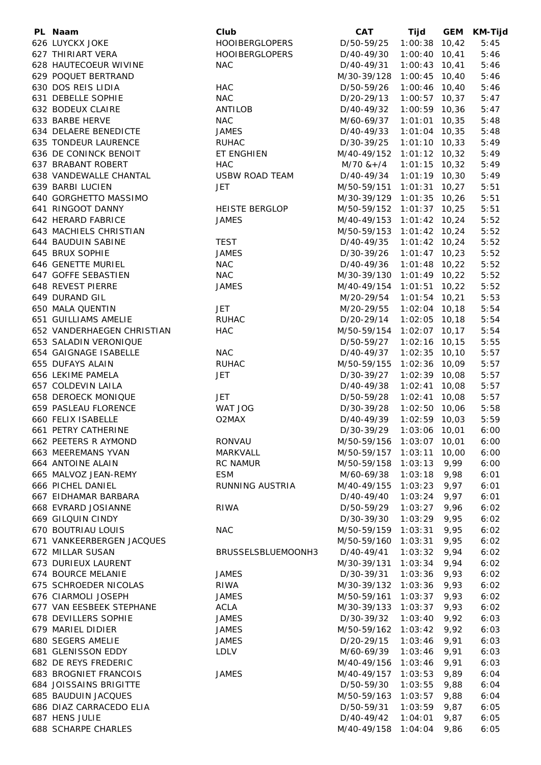| PL | Naam | Club | CAT | Tijd | GEM | KM-Tijd |
|---|---|---|---|---|---|---|
| 626 | LUYCKX JOKE | HOOIBERGLOPERS | D/50-59/25 | 1:00:38 | 10,42 | 5:45 |
| 627 | THIRIART VERA | HOOIBERGLOPERS | D/40-49/30 | 1:00:40 | 10,41 | 5:46 |
| 628 | HAUTECOEUR WIVINE | NAC | D/40-49/31 | 1:00:43 | 10,41 | 5:46 |
| 629 | POQUET BERTRAND | | M/30-39/128 | 1:00:45 | 10,40 | 5:46 |
| 630 | DOS REIS LIDIA | HAC | D/50-59/26 | 1:00:46 | 10,40 | 5:46 |
| 631 | DEBELLE SOPHIE | NAC | D/20-29/13 | 1:00:57 | 10,37 | 5:47 |
| 632 | BODEUX CLAIRE | ANTILOB | D/40-49/32 | 1:00:59 | 10,36 | 5:47 |
| 633 | BARBE HERVE | NAC | M/60-69/37 | 1:01:01 | 10,35 | 5:48 |
| 634 | DELAERE BENEDICTE | JAMES | D/40-49/33 | 1:01:04 | 10,35 | 5:48 |
| 635 | TONDEUR LAURENCE | RUHAC | D/30-39/25 | 1:01:10 | 10,33 | 5:49 |
| 636 | DE CONINCK BENOIT | ET ENGHIEN | M/40-49/152 | 1:01:12 | 10,32 | 5:49 |
| 637 | BRABANT ROBERT | HAC | M/70 &+/4 | 1:01:15 | 10,32 | 5:49 |
| 638 | VANDEWALLE CHANTAL | USBW ROAD TEAM | D/40-49/34 | 1:01:19 | 10,30 | 5:49 |
| 639 | BARBI LUCIEN | JET | M/50-59/151 | 1:01:31 | 10,27 | 5:51 |
| 640 | GORGHETTO MASSIMO | | M/30-39/129 | 1:01:35 | 10,26 | 5:51 |
| 641 | RINGOOT DANNY | HEISTE BERGLOP | M/50-59/152 | 1:01:37 | 10,25 | 5:51 |
| 642 | HERARD FABRICE | JAMES | M/40-49/153 | 1:01:42 | 10,24 | 5:52 |
| 643 | MACHIELS CHRISTIAN | | M/50-59/153 | 1:01:42 | 10,24 | 5:52 |
| 644 | BAUDUIN SABINE | TEST | D/40-49/35 | 1:01:42 | 10,24 | 5:52 |
| 645 | BRUX SOPHIE | JAMES | D/30-39/26 | 1:01:47 | 10,23 | 5:52 |
| 646 | GENETTE MURIEL | NAC | D/40-49/36 | 1:01:48 | 10,22 | 5:52 |
| 647 | GOFFE SEBASTIEN | NAC | M/30-39/130 | 1:01:49 | 10,22 | 5:52 |
| 648 | REVEST PIERRE | JAMES | M/40-49/154 | 1:01:51 | 10,22 | 5:52 |
| 649 | DURAND GIL | | M/20-29/54 | 1:01:54 | 10,21 | 5:53 |
| 650 | MALA QUENTIN | JET | M/20-29/55 | 1:02:04 | 10,18 | 5:54 |
| 651 | GUILLIAMS AMELIE | RUHAC | D/20-29/14 | 1:02:05 | 10,18 | 5:54 |
| 652 | VANDERHAEGEN CHRISTIAN | HAC | M/50-59/154 | 1:02:07 | 10,17 | 5:54 |
| 653 | SALADIN VERONIQUE | | D/50-59/27 | 1:02:16 | 10,15 | 5:55 |
| 654 | GAIGNAGE ISABELLE | NAC | D/40-49/37 | 1:02:35 | 10,10 | 5:57 |
| 655 | DUFAYS ALAIN | RUHAC | M/50-59/155 | 1:02:36 | 10,09 | 5:57 |
| 656 | LEKIME PAMELA | JET | D/30-39/27 | 1:02:39 | 10,08 | 5:57 |
| 657 | COLDEVIN LAILA | | D/40-49/38 | 1:02:41 | 10,08 | 5:57 |
| 658 | DEROECK MONIQUE | JET | D/50-59/28 | 1:02:41 | 10,08 | 5:57 |
| 659 | PASLEAU FLORENCE | WAT JOG | D/30-39/28 | 1:02:50 | 10,06 | 5:58 |
| 660 | FELIX ISABELLE | O2MAX | D/40-49/39 | 1:02:59 | 10,03 | 5:59 |
| 661 | PETRY CATHERINE | | D/30-39/29 | 1:03:06 | 10,01 | 6:00 |
| 662 | PEETERS R AYMOND | RONVAU | M/50-59/156 | 1:03:07 | 10,01 | 6:00 |
| 663 | MEEREMANS YVAN | MARKVALL | M/50-59/157 | 1:03:11 | 10,00 | 6:00 |
| 664 | ANTOINE ALAIN | RC NAMUR | M/50-59/158 | 1:03:13 | 9,99 | 6:00 |
| 665 | MALVOZ JEAN-REMY | ESM | M/60-69/38 | 1:03:18 | 9,98 | 6:01 |
| 666 | PICHEL DANIEL | RUNNING AUSTRIA | M/40-49/155 | 1:03:23 | 9,97 | 6:01 |
| 667 | EIDHAMAR BARBARA | | D/40-49/40 | 1:03:24 | 9,97 | 6:01 |
| 668 | EVRARD JOSIANNE | RIWA | D/50-59/29 | 1:03:27 | 9,96 | 6:02 |
| 669 | GILQUIN CINDY | | D/30-39/30 | 1:03:29 | 9,95 | 6:02 |
| 670 | BOUTRIAU LOUIS | NAC | M/50-59/159 | 1:03:31 | 9,95 | 6:02 |
| 671 | VANKEERBERGEN JACQUES | | M/50-59/160 | 1:03:31 | 9,95 | 6:02 |
| 672 | MILLAR SUSAN | BRUSSELSBLUEMOONH3 | D/40-49/41 | 1:03:32 | 9,94 | 6:02 |
| 673 | DURIEUX LAURENT | | M/30-39/131 | 1:03:34 | 9,94 | 6:02 |
| 674 | BOURCE MELANIE | JAMES | D/30-39/31 | 1:03:36 | 9,93 | 6:02 |
| 675 | SCHROEDER NICOLAS | RIWA | M/30-39/132 | 1:03:36 | 9,93 | 6:02 |
| 676 | CIARMOLI JOSEPH | JAMES | M/50-59/161 | 1:03:37 | 9,93 | 6:02 |
| 677 | VAN EESBEEK STEPHANE | ACLA | M/30-39/133 | 1:03:37 | 9,93 | 6:02 |
| 678 | DEVILLERS SOPHIE | JAMES | D/30-39/32 | 1:03:40 | 9,92 | 6:03 |
| 679 | MARIEL DIDIER | JAMES | M/50-59/162 | 1:03:42 | 9,92 | 6:03 |
| 680 | SEGERS AMELIE | JAMES | D/20-29/15 | 1:03:46 | 9,91 | 6:03 |
| 681 | GLENISSON EDDY | LDLV | M/60-69/39 | 1:03:46 | 9,91 | 6:03 |
| 682 | DE REYS FREDERIC | | M/40-49/156 | 1:03:46 | 9,91 | 6:03 |
| 683 | BROGNIET FRANCOIS | JAMES | M/40-49/157 | 1:03:53 | 9,89 | 6:04 |
| 684 | JOISSAINS BRIGITTE | | D/50-59/30 | 1:03:55 | 9,88 | 6:04 |
| 685 | BAUDUIN JACQUES | | M/50-59/163 | 1:03:57 | 9,88 | 6:04 |
| 686 | DIAZ CARRACEDO ELIA | | D/50-59/31 | 1:03:59 | 9,87 | 6:05 |
| 687 | HENS JULIE | | D/40-49/42 | 1:04:01 | 9,87 | 6:05 |
| 688 | SCHARPE CHARLES | | M/40-49/158 | 1:04:04 | 9,86 | 6:05 |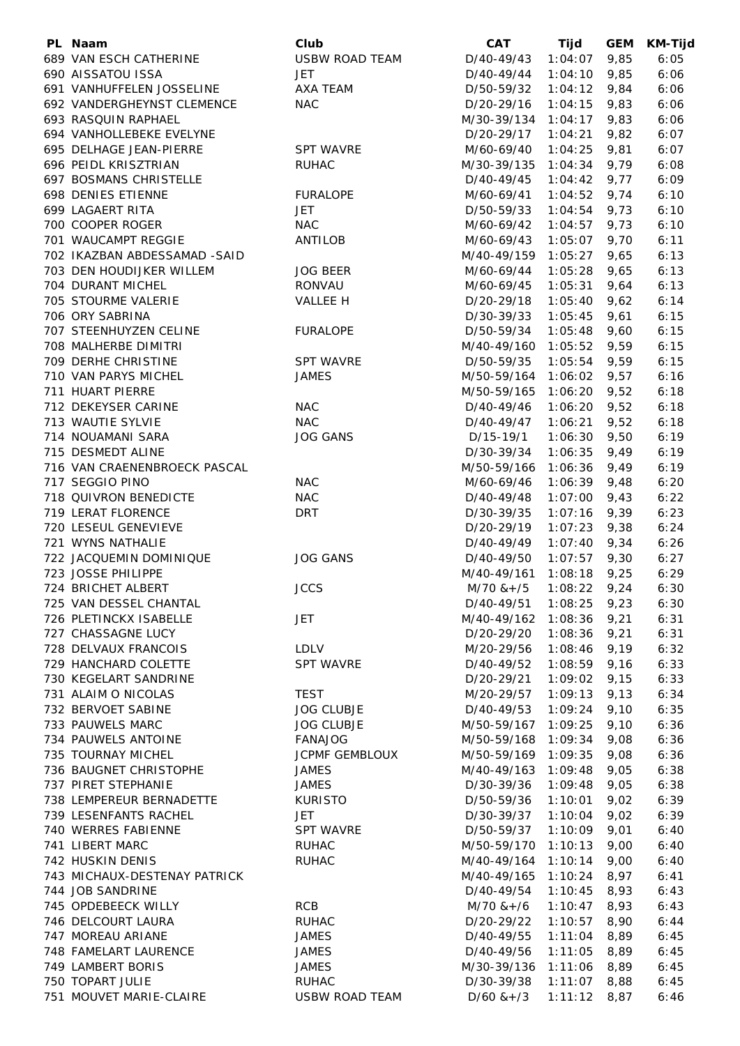| PL | Naam | Club | CAT | Tijd | GEM | KM-Tijd |
|---|---|---|---|---|---|---|
| 689 | VAN ESCH CATHERINE | USBW ROAD TEAM | D/40-49/43 | 1:04:07 | 9,85 | 6:05 |
| 690 | AISSATOU ISSA | JET | D/40-49/44 | 1:04:10 | 9,85 | 6:06 |
| 691 | VANHUFFELEN JOSSELINE | AXA TEAM | D/50-59/32 | 1:04:12 | 9,84 | 6:06 |
| 692 | VANDERGHEYNST CLEMENCE | NAC | D/20-29/16 | 1:04:15 | 9,83 | 6:06 |
| 693 | RASQUIN RAPHAEL | | M/30-39/134 | 1:04:17 | 9,83 | 6:06 |
| 694 | VANHOLLEBEKE EVELYNE | | D/20-29/17 | 1:04:21 | 9,82 | 6:07 |
| 695 | DELHAGE JEAN-PIERRE | SPT WAVRE | M/60-69/40 | 1:04:25 | 9,81 | 6:07 |
| 696 | PEIDL KRISZTRIAN | RUHAC | M/30-39/135 | 1:04:34 | 9,79 | 6:08 |
| 697 | BOSMANS CHRISTELLE | | D/40-49/45 | 1:04:42 | 9,77 | 6:09 |
| 698 | DENIES ETIENNE | FURALOPE | M/60-69/41 | 1:04:52 | 9,74 | 6:10 |
| 699 | LAGAERT RITA | JET | D/50-59/33 | 1:04:54 | 9,73 | 6:10 |
| 700 | COOPER ROGER | NAC | M/60-69/42 | 1:04:57 | 9,73 | 6:10 |
| 701 | WAUCAMPT REGGIE | ANTILOB | M/60-69/43 | 1:05:07 | 9,70 | 6:11 |
| 702 | IKAZBAN ABDESSAMAD -SAID | | M/40-49/159 | 1:05:27 | 9,65 | 6:13 |
| 703 | DEN HOUDIJKER WILLEM | JOG BEER | M/60-69/44 | 1:05:28 | 9,65 | 6:13 |
| 704 | DURANT MICHEL | RONVAU | M/60-69/45 | 1:05:31 | 9,64 | 6:13 |
| 705 | STOURME VALERIE | VALLEE H | D/20-29/18 | 1:05:40 | 9,62 | 6:14 |
| 706 | ORY SABRINA | | D/30-39/33 | 1:05:45 | 9,61 | 6:15 |
| 707 | STEENHUYZEN CELINE | FURALOPE | D/50-59/34 | 1:05:48 | 9,60 | 6:15 |
| 708 | MALHERBE DIMITRI | | M/40-49/160 | 1:05:52 | 9,59 | 6:15 |
| 709 | DERHE CHRISTINE | SPT WAVRE | D/50-59/35 | 1:05:54 | 9,59 | 6:15 |
| 710 | VAN PARYS MICHEL | JAMES | M/50-59/164 | 1:06:02 | 9,57 | 6:16 |
| 711 | HUART PIERRE | | M/50-59/165 | 1:06:20 | 9,52 | 6:18 |
| 712 | DEKEYSER CARINE | NAC | D/40-49/46 | 1:06:20 | 9,52 | 6:18 |
| 713 | WAUTIE SYLVIE | NAC | D/40-49/47 | 1:06:21 | 9,52 | 6:18 |
| 714 | NOUAMANI SARA | JOG GANS | D/15-19/1 | 1:06:30 | 9,50 | 6:19 |
| 715 | DESMEDT ALINE | | D/30-39/34 | 1:06:35 | 9,49 | 6:19 |
| 716 | VAN CRAENENBROECK PASCAL | | M/50-59/166 | 1:06:36 | 9,49 | 6:19 |
| 717 | SEGGIO PINO | NAC | M/60-69/46 | 1:06:39 | 9,48 | 6:20 |
| 718 | QUIVRON BENEDICTE | NAC | D/40-49/48 | 1:07:00 | 9,43 | 6:22 |
| 719 | LERAT FLORENCE | DRT | D/30-39/35 | 1:07:16 | 9,39 | 6:23 |
| 720 | LESEUL GENEVIEVE | | D/20-29/19 | 1:07:23 | 9,38 | 6:24 |
| 721 | WYNS NATHALIE | | D/40-49/49 | 1:07:40 | 9,34 | 6:26 |
| 722 | JACQUEMIN DOMINIQUE | JOG GANS | D/40-49/50 | 1:07:57 | 9,30 | 6:27 |
| 723 | JOSSE PHILIPPE | | M/40-49/161 | 1:08:18 | 9,25 | 6:29 |
| 724 | BRICHET ALBERT | JCCS | M/70 &+/5 | 1:08:22 | 9,24 | 6:30 |
| 725 | VAN DESSEL CHANTAL | | D/40-49/51 | 1:08:25 | 9,23 | 6:30 |
| 726 | PLETINCKX ISABELLE | JET | M/40-49/162 | 1:08:36 | 9,21 | 6:31 |
| 727 | CHASSAGNE LUCY | | D/20-29/20 | 1:08:36 | 9,21 | 6:31 |
| 728 | DELVAUX FRANCOIS | LDLV | M/20-29/56 | 1:08:46 | 9,19 | 6:32 |
| 729 | HANCHARD COLETTE | SPT WAVRE | D/40-49/52 | 1:08:59 | 9,16 | 6:33 |
| 730 | KEGELART SANDRINE | | D/20-29/21 | 1:09:02 | 9,15 | 6:33 |
| 731 | ALAIM O NICOLAS | TEST | M/20-29/57 | 1:09:13 | 9,13 | 6:34 |
| 732 | BERVOET SABINE | JOG CLUBJE | D/40-49/53 | 1:09:24 | 9,10 | 6:35 |
| 733 | PAUWELS MARC | JOG CLUBJE | M/50-59/167 | 1:09:25 | 9,10 | 6:36 |
| 734 | PAUWELS ANTOINE | FANAJOG | M/50-59/168 | 1:09:34 | 9,08 | 6:36 |
| 735 | TOURNAY MICHEL | JCPMF GEMBLOUX | M/50-59/169 | 1:09:35 | 9,08 | 6:36 |
| 736 | BAUGNET CHRISTOPHE | JAMES | M/40-49/163 | 1:09:48 | 9,05 | 6:38 |
| 737 | PIRET STEPHANIE | JAMES | D/30-39/36 | 1:09:48 | 9,05 | 6:38 |
| 738 | LEMPEREUR BERNADETTE | KURISTO | D/50-59/36 | 1:10:01 | 9,02 | 6:39 |
| 739 | LESENFANTS RACHEL | JET | D/30-39/37 | 1:10:04 | 9,02 | 6:39 |
| 740 | WERRES FABIENNE | SPT WAVRE | D/50-59/37 | 1:10:09 | 9,01 | 6:40 |
| 741 | LIBERT MARC | RUHAC | M/50-59/170 | 1:10:13 | 9,00 | 6:40 |
| 742 | HUSKIN DENIS | RUHAC | M/40-49/164 | 1:10:14 | 9,00 | 6:40 |
| 743 | MICHAUX-DESTENAY PATRICK | | M/40-49/165 | 1:10:24 | 8,97 | 6:41 |
| 744 | JOB SANDRINE | | D/40-49/54 | 1:10:45 | 8,93 | 6:43 |
| 745 | OPDEBEECK WILLY | RCB | M/70 &+/6 | 1:10:47 | 8,93 | 6:43 |
| 746 | DELCOURT LAURA | RUHAC | D/20-29/22 | 1:10:57 | 8,90 | 6:44 |
| 747 | MOREAU ARIANE | JAMES | D/40-49/55 | 1:11:04 | 8,89 | 6:45 |
| 748 | FAMELART LAURENCE | JAMES | D/40-49/56 | 1:11:05 | 8,89 | 6:45 |
| 749 | LAMBERT BORIS | JAMES | M/30-39/136 | 1:11:06 | 8,89 | 6:45 |
| 750 | TOPART JULIE | RUHAC | D/30-39/38 | 1:11:07 | 8,88 | 6:45 |
| 751 | MOUVET MARIE-CLAIRE | USBW ROAD TEAM | D/60 &+/3 | 1:11:12 | 8,87 | 6:46 |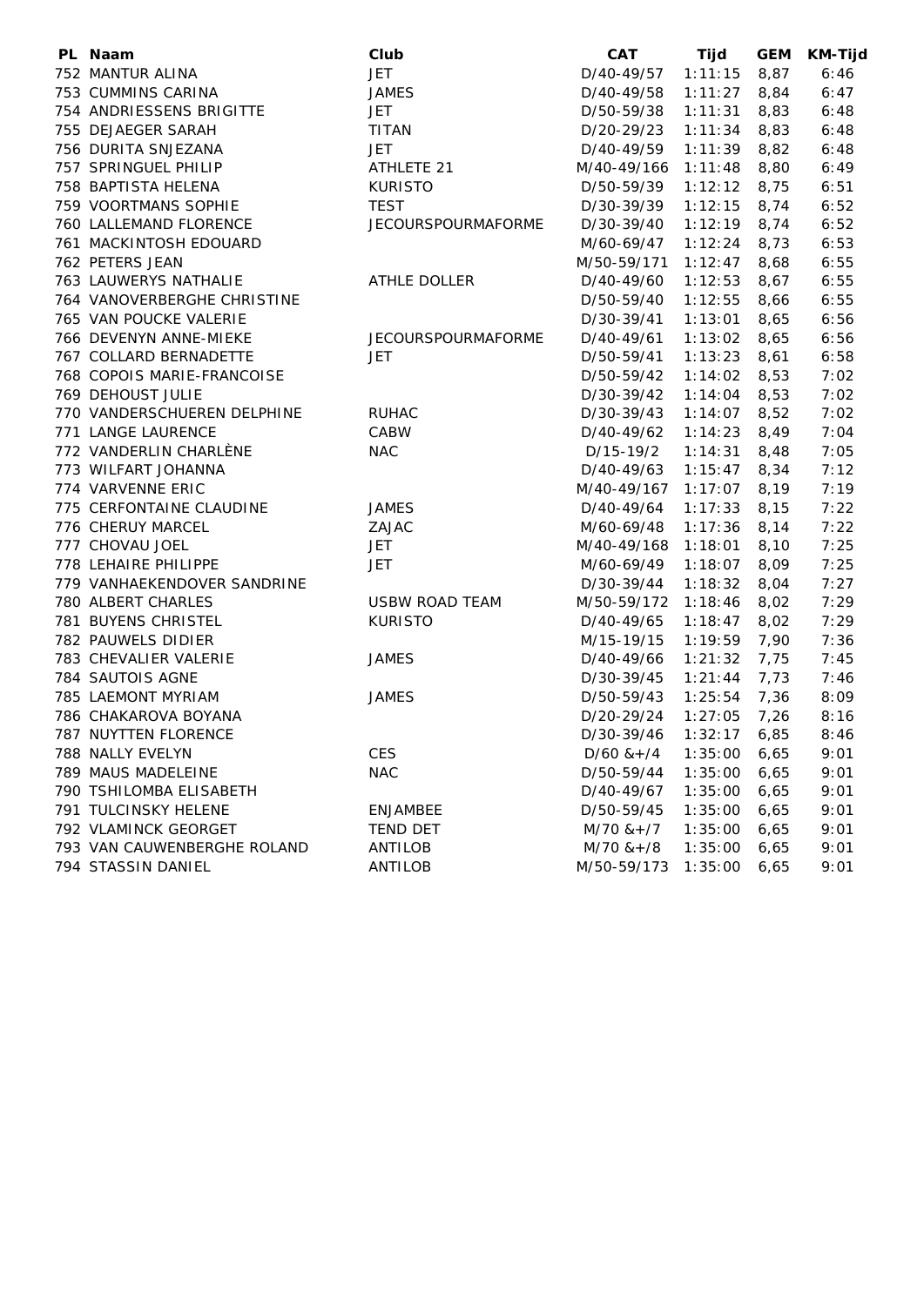| PL | Naam | Club | CAT | Tijd | GEM | KM-Tijd |
|---|---|---|---|---|---|---|
| 752 | MANTUR ALINA | JET | D/40-49/57 | 1:11:15 | 8,87 | 6:46 |
| 753 | CUMMINS CARINA | JAMES | D/40-49/58 | 1:11:27 | 8,84 | 6:47 |
| 754 | ANDRIESSENS BRIGITTE | JET | D/50-59/38 | 1:11:31 | 8,83 | 6:48 |
| 755 | DEJAEGER SARAH | TITAN | D/20-29/23 | 1:11:34 | 8,83 | 6:48 |
| 756 | DURITA SNJEZANA | JET | D/40-49/59 | 1:11:39 | 8,82 | 6:48 |
| 757 | SPRINGUEL PHILIP | ATHLETE 21 | M/40-49/166 | 1:11:48 | 8,80 | 6:49 |
| 758 | BAPTISTA HELENA | KURISTO | D/50-59/39 | 1:12:12 | 8,75 | 6:51 |
| 759 | VOORTMANS SOPHIE | TEST | D/30-39/39 | 1:12:15 | 8,74 | 6:52 |
| 760 | LALLEMAND FLORENCE | JECOURSPOURMAFORME | D/30-39/40 | 1:12:19 | 8,74 | 6:52 |
| 761 | MACKINTOSH EDOUARD | | M/60-69/47 | 1:12:24 | 8,73 | 6:53 |
| 762 | PETERS JEAN | | M/50-59/171 | 1:12:47 | 8,68 | 6:55 |
| 763 | LAUWERYS NATHALIE | ATHLE DOLLER | D/40-49/60 | 1:12:53 | 8,67 | 6:55 |
| 764 | VANOVERBERGHE CHRISTINE | | D/50-59/40 | 1:12:55 | 8,66 | 6:55 |
| 765 | VAN POUCKE VALERIE | | D/30-39/41 | 1:13:01 | 8,65 | 6:56 |
| 766 | DEVENYN ANNE-MIEKE | JECOURSPOURMAFORME | D/40-49/61 | 1:13:02 | 8,65 | 6:56 |
| 767 | COLLARD BERNADETTE | JET | D/50-59/41 | 1:13:23 | 8,61 | 6:58 |
| 768 | COPOIS MARIE-FRANCOISE | | D/50-59/42 | 1:14:02 | 8,53 | 7:02 |
| 769 | DEHOUST JULIE | | D/30-39/42 | 1:14:04 | 8,53 | 7:02 |
| 770 | VANDERSCHUEREN DELPHINE | RUHAC | D/30-39/43 | 1:14:07 | 8,52 | 7:02 |
| 771 | LANGE LAURENCE | CABW | D/40-49/62 | 1:14:23 | 8,49 | 7:04 |
| 772 | VANDERLIN CHARLÈNE | NAC | D/15-19/2 | 1:14:31 | 8,48 | 7:05 |
| 773 | WILFART JOHANNA | | D/40-49/63 | 1:15:47 | 8,34 | 7:12 |
| 774 | VARVENNE ERIC | | M/40-49/167 | 1:17:07 | 8,19 | 7:19 |
| 775 | CERFONTAINE CLAUDINE | JAMES | D/40-49/64 | 1:17:33 | 8,15 | 7:22 |
| 776 | CHERUY MARCEL | ZAJAC | M/60-69/48 | 1:17:36 | 8,14 | 7:22 |
| 777 | CHOVAU JOEL | JET | M/40-49/168 | 1:18:01 | 8,10 | 7:25 |
| 778 | LEHAIRE PHILIPPE | JET | M/60-69/49 | 1:18:07 | 8,09 | 7:25 |
| 779 | VANHAEKENDOVER SANDRINE | | D/30-39/44 | 1:18:32 | 8,04 | 7:27 |
| 780 | ALBERT CHARLES | USBW ROAD TEAM | M/50-59/172 | 1:18:46 | 8,02 | 7:29 |
| 781 | BUYENS CHRISTEL | KURISTO | D/40-49/65 | 1:18:47 | 8,02 | 7:29 |
| 782 | PAUWELS DIDIER | | M/15-19/15 | 1:19:59 | 7,90 | 7:36 |
| 783 | CHEVALIER VALERIE | JAMES | D/40-49/66 | 1:21:32 | 7,75 | 7:45 |
| 784 | SAUTOIS AGNE | | D/30-39/45 | 1:21:44 | 7,73 | 7:46 |
| 785 | LAEMONT MYRIAM | JAMES | D/50-59/43 | 1:25:54 | 7,36 | 8:09 |
| 786 | CHAKAROVA BOYANA | | D/20-29/24 | 1:27:05 | 7,26 | 8:16 |
| 787 | NUYTTEN FLORENCE | | D/30-39/46 | 1:32:17 | 6,85 | 8:46 |
| 788 | NALLY EVELYN | CES | D/60 &+/4 | 1:35:00 | 6,65 | 9:01 |
| 789 | MAUS MADELEINE | NAC | D/50-59/44 | 1:35:00 | 6,65 | 9:01 |
| 790 | TSHILOMBA ELISABETH | | D/40-49/67 | 1:35:00 | 6,65 | 9:01 |
| 791 | TULCINSKY HELENE | ENJAMBEE | D/50-59/45 | 1:35:00 | 6,65 | 9:01 |
| 792 | VLAMINCK GEORGET | TEND DET | M/70 &+/7 | 1:35:00 | 6,65 | 9:01 |
| 793 | VAN CAUWENBERGHE ROLAND | ANTILOB | M/70 &+/8 | 1:35:00 | 6,65 | 9:01 |
| 794 | STASSIN DANIEL | ANTILOB | M/50-59/173 | 1:35:00 | 6,65 | 9:01 |